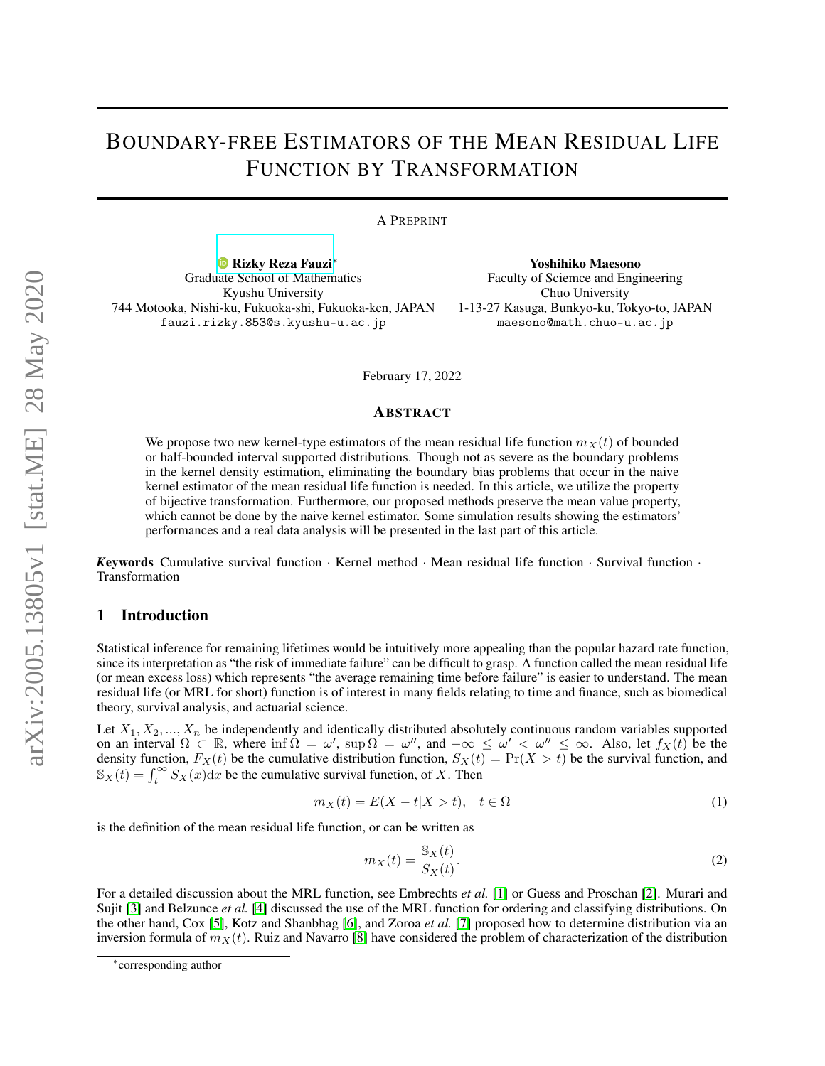# Boundary-free Estimators of the Mean Residual Life Function by Transformation

A Preprint

**Rizky Reza Fauzi***
Graduate School of Mathematics
Kyushu University
744 Motooka, Nishi-ku, Fukuoka-shi, Fukuoka-ken, JAPAN
fauzi.rizky.853@s.kyushu-u.ac.jp

**Yoshihiko Maesono**
Faculty of Sciemce and Engineering
Chuo University
1-13-27 Kasuga, Bunkyo-ku, Tokyo-to, JAPAN
maesono@math.chuo-u.ac.jp

February 17, 2022

## Abstract

We propose two new kernel-type estimators of the mean residual life function $m_X(t)$ of bounded or half-bounded interval supported distributions. Though not as severe as the boundary problems in the kernel density estimation, eliminating the boundary bias problems that occur in the naive kernel estimator of the mean residual life function is needed. In this article, we utilize the property of bijective transformation. Furthermore, our proposed methods preserve the mean value property, which cannot be done by the naive kernel estimator. Some simulation results showing the estimators' performances and a real data analysis will be presented in the last part of this article.

***Keywords*** Cumulative survival function · Kernel method · Mean residual life function · Survival function · Transformation

## 1 Introduction

Statistical inference for remaining lifetimes would be intuitively more appealing than the popular hazard rate function, since its interpretation as "the risk of immediate failure" can be difficult to grasp. A function called the mean residual life (or mean excess loss) which represents "the average remaining time before failure" is easier to understand. The mean residual life (or MRL for short) function is of interest in many fields relating to time and finance, such as biomedical theory, survival analysis, and actuarial science.

Let $X_1, X_2, ..., X_n$ be independently and identically distributed absolutely continuous random variables supported on an interval $\Omega \subset \mathbb{R}$, where $\inf \Omega = \omega'$, $\sup \Omega = \omega''$, and $-\infty \leq \omega' < \omega'' \leq \infty$. Also, let $f_X(t)$ be the density function, $F_X(t)$ be the cumulative distribution function, $S_X(t) = \Pr(X > t)$ be the survival function, and $\mathbb{S}_X(t) = \int_t^\infty S_X(x)\mathrm{d}x$ be the cumulative survival function, of $X$. Then

$$m_X(t) = E(X - t|X > t), \quad t \in \Omega \tag{1}$$

is the definition of the mean residual life function, or can be written as

$$m_X(t) = \frac{\mathbb{S}_X(t)}{S_X(t)}. \tag{2}$$

For a detailed discussion about the MRL function, see Embrechts *et al.* [1] or Guess and Proschan [2]. Murari and Sujit [3] and Belzunce *et al.* [4] discussed the use of the MRL function for ordering and classifying distributions. On the other hand, Cox [5], Kotz and Shanbhag [6], and Zoroa *et al.* [7] proposed how to determine distribution via an inversion formula of $m_X(t)$. Ruiz and Navarro [8] have considered the problem of characterization of the distribution

*corresponding author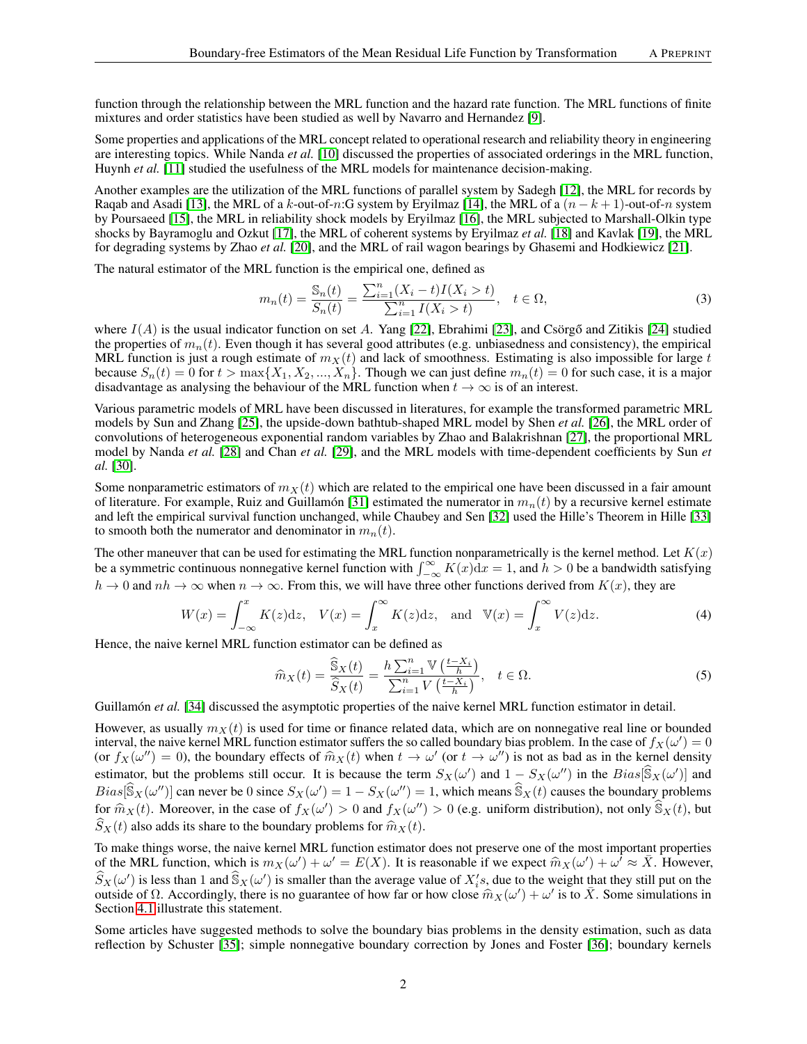function through the relationship between the MRL function and the hazard rate function. The MRL functions of finite mixtures and order statistics have been studied as well by Navarro and Hernandez [9].

Some properties and applications of the MRL concept related to operational research and reliability theory in engineering are interesting topics. While Nanda *et al.* [10] discussed the properties of associated orderings in the MRL function, Huynh *et al.* [11] studied the usefulness of the MRL models for maintenance decision-making.

Another examples are the utilization of the MRL functions of parallel system by Sadegh [12], the MRL for records by Raqab and Asadi [13], the MRL of a $k$-out-of-$n$:G system by Eryilmaz [14], the MRL of a $(n-k+1)$-out-of-$n$ system by Poursaeed [15], the MRL in reliability shock models by Eryilmaz [16], the MRL subjected to Marshall-Olkin type shocks by Bayramoglu and Ozkut [17], the MRL of coherent systems by Eryilmaz *et al.* [18] and Kavlak [19], the MRL for degrading systems by Zhao *et al.* [20], and the MRL of rail wagon bearings by Ghasemi and Hodkiewicz [21].

The natural estimator of the MRL function is the empirical one, defined as

$$m_n(t) = \frac{\mathbb{S}_n(t)}{S_n(t)} = \frac{\sum_{i=1}^{n}(X_i - t)I(X_i > t)}{\sum_{i=1}^{n} I(X_i > t)}, \quad t \in \Omega, \tag{3}$$

where $I(A)$ is the usual indicator function on set $A$. Yang [22], Ebrahimi [23], and Csörgő and Zitikis [24] studied the properties of $m_n(t)$. Even though it has several good attributes (e.g. unbiasedness and consistency), the empirical MRL function is just a rough estimate of $m_X(t)$ and lack of smoothness. Estimating is also impossible for large $t$ because $S_n(t) = 0$ for $t > \max\{X_1, X_2, ..., X_n\}$. Though we can just define $m_n(t) = 0$ for such case, it is a major disadvantage as analysing the behaviour of the MRL function when $t \to \infty$ is of an interest.

Various parametric models of MRL have been discussed in literatures, for example the transformed parametric MRL models by Sun and Zhang [25], the upside-down bathtub-shaped MRL model by Shen *et al.* [26], the MRL order of convolutions of heterogeneous exponential random variables by Zhao and Balakrishnan [27], the proportional MRL model by Nanda *et al.* [28] and Chan *et al.* [29], and the MRL models with time-dependent coefficients by Sun *et al.* [30].

Some nonparametric estimators of $m_X(t)$ which are related to the empirical one have been discussed in a fair amount of literature. For example, Ruiz and Guillamón [31] estimated the numerator in $m_n(t)$ by a recursive kernel estimate and left the empirical survival function unchanged, while Chaubey and Sen [32] used the Hille's Theorem in Hille [33] to smooth both the numerator and denominator in $m_n(t)$.

The other maneuver that can be used for estimating the MRL function nonparametrically is the kernel method. Let $K(x)$ be a symmetric continuous nonnegative kernel function with $\int_{-\infty}^{\infty} K(x)\mathrm{d}x = 1$, and $h > 0$ be a bandwidth satisfying $h \to 0$ and $nh \to \infty$ when $n \to \infty$. From this, we will have three other functions derived from $K(x)$, they are

$$W(x) = \int_{-\infty}^{x} K(z)\mathrm{d}z, \quad V(x) = \int_{x}^{\infty} K(z)\mathrm{d}z, \quad \text{and} \quad \mathbb{V}(x) = \int_{x}^{\infty} V(z)\mathrm{d}z. \tag{4}$$

Hence, the naive kernel MRL function estimator can be defined as

$$\widehat{m}_X(t) = \frac{\widehat{\mathbb{S}}_X(t)}{\widehat{S}_X(t)} = \frac{h\sum_{i=1}^{n} \mathbb{V}\left(\frac{t-X_i}{h}\right)}{\sum_{i=1}^{n} V\left(\frac{t-X_i}{h}\right)}, \quad t \in \Omega. \tag{5}$$

Guillamón *et al.* [34] discussed the asymptotic properties of the naive kernel MRL function estimator in detail.

However, as usually $m_X(t)$ is used for time or finance related data, which are on nonnegative real line or bounded interval, the naive kernel MRL function estimator suffers the so called boundary bias problem. In the case of $f_X(\omega') = 0$ (or $f_X(\omega'') = 0$), the boundary effects of $\widehat{m}_X(t)$ when $t \to \omega'$ (or $t \to \omega''$) is not as bad as in the kernel density estimator, but the problems still occur. It is because the term $S_X(\omega')$ and $1 - S_X(\omega'')$ in the $Bias[\widehat{\mathbb{S}}_X(\omega')]$ and $Bias[\widehat{\mathbb{S}}_X(\omega'')]$ can never be 0 since $S_X(\omega') = 1 - S_X(\omega'') = 1$, which means $\widehat{\mathbb{S}}_X(t)$ causes the boundary problems for $\widehat{m}_X(t)$. Moreover, in the case of $f_X(\omega') > 0$ and $f_X(\omega'') > 0$ (e.g. uniform distribution), not only $\widehat{\mathbb{S}}_X(t)$, but $\widehat{S}_X(t)$ also adds its share to the boundary problems for $\widehat{m}_X(t)$.

To make things worse, the naive kernel MRL function estimator does not preserve one of the most important properties of the MRL function, which is $m_X(\omega') + \omega' = E(X)$. It is reasonable if we expect $\widehat{m}_X(\omega') + \omega' \approx \bar{X}$. However, $\widehat{S}_X(\omega')$ is less than 1 and $\widehat{\mathbb{S}}_X(\omega')$ is smaller than the average value of $X_i's$, due to the weight that they still put on the outside of $\Omega$. Accordingly, there is no guarantee of how far or how close $\widehat{m}_X(\omega') + \omega'$ is to $\bar{X}$. Some simulations in Section 4.1 illustrate this statement.

Some articles have suggested methods to solve the boundary bias problems in the density estimation, such as data reflection by Schuster [35]; simple nonnegative boundary correction by Jones and Foster [36]; boundary kernels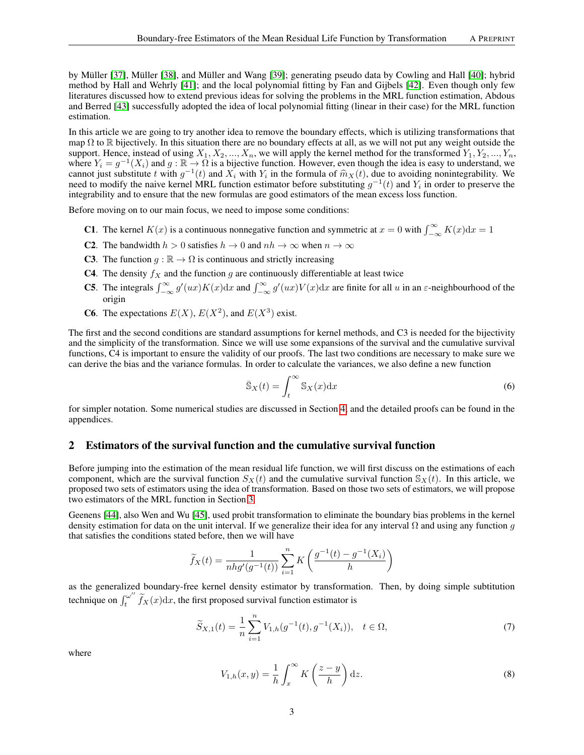by Müller [37], Müller [38], and Müller and Wang [39]; generating pseudo data by Cowling and Hall [40]; hybrid method by Hall and Wehrly [41]; and the local polynomial fitting by Fan and Gijbels [42]. Even though only few literatures discussed how to extend previous ideas for solving the problems in the MRL function estimation, Abdous and Berred [43] successfully adopted the idea of local polynomial fitting (linear in their case) for the MRL function estimation.

In this article we are going to try another idea to remove the boundary effects, which is utilizing transformations that map $\Omega$ to $\mathbb{R}$ bijectively. In this situation there are no boundary effects at all, as we will not put any weight outside the support. Hence, instead of using $X_1, X_2, ..., X_n$, we will apply the kernel method for the transformed $Y_1, Y_2, ..., Y_n$, where $Y_i = g^{-1}(X_i)$ and $g : \mathbb{R} \to \Omega$ is a bijective function. However, even though the idea is easy to understand, we cannot just substitute $t$ with $g^{-1}(t)$ and $X_i$ with $Y_i$ in the formula of $\widehat{m}_X(t)$, due to avoiding nonintegrability. We need to modify the naive kernel MRL function estimator before substituting $g^{-1}(t)$ and $Y_i$ in order to preserve the integrability and to ensure that the new formulas are good estimators of the mean excess loss function.

Before moving on to our main focus, we need to impose some conditions:

**C1**. The kernel $K(x)$ is a continuous nonnegative function and symmetric at $x = 0$ with $\int_{-\infty}^{\infty} K(x)\mathrm{d}x = 1$

**C2**. The bandwidth $h > 0$ satisfies $h \to 0$ and $nh \to \infty$ when $n \to \infty$

**C3**. The function $g : \mathbb{R} \to \Omega$ is continuous and strictly increasing

**C4**. The density $f_X$ and the function $g$ are continuously differentiable at least twice

**C5**. The integrals $\int_{-\infty}^{\infty} g'(ux)K(x)\mathrm{d}x$ and $\int_{-\infty}^{\infty} g'(ux)V(x)\mathrm{d}x$ are finite for all $u$ in an $\varepsilon$-neighbourhood of the origin

**C6**. The expectations $E(X)$, $E(X^2)$, and $E(X^3)$ exist.

The first and the second conditions are standard assumptions for kernel methods, and C3 is needed for the bijectivity and the simplicity of the transformation. Since we will use some expansions of the survival and the cumulative survival functions, C4 is important to ensure the validity of our proofs. The last two conditions are necessary to make sure we can derive the bias and the variance formulas. In order to calculate the variances, we also define a new function

$$\bar{\mathbb{S}}_X(t) = \int_t^\infty \mathbb{S}_X(x)\mathrm{d}x \tag{6}$$

for simpler notation. Some numerical studies are discussed in Section 4, and the detailed proofs can be found in the appendices.

## 2 Estimators of the survival function and the cumulative survival function

Before jumping into the estimation of the mean residual life function, we will first discuss on the estimations of each component, which are the survival function $S_X(t)$ and the cumulative survival function $\mathbb{S}_X(t)$. In this article, we proposed two sets of estimators using the idea of transformation. Based on those two sets of estimators, we will propose two estimators of the MRL function in Section 3.

Geenens [44], also Wen and Wu [45], used probit transformation to eliminate the boundary bias problems in the kernel density estimation for data on the unit interval. If we generalize their idea for any interval $\Omega$ and using any function $g$ that satisfies the conditions stated before, then we will have

$$\widetilde{f}_X(t) = \frac{1}{nhg'(g^{-1}(t))} \sum_{i=1}^{n} K\left(\frac{g^{-1}(t) - g^{-1}(X_i)}{h}\right)$$

as the generalized boundary-free kernel density estimator by transformation. Then, by doing simple subtitution technique on $\int_t^{\omega''} \widetilde{f}_X(x)\mathrm{d}x$, the first proposed survival function estimator is

$$\widetilde{S}_{X,1}(t) = \frac{1}{n} \sum_{i=1}^{n} V_{1,h}(g^{-1}(t), g^{-1}(X_i)), \quad t \in \Omega, \tag{7}$$

where

$$V_{1,h}(x, y) = \frac{1}{h} \int_x^\infty K\left(\frac{z - y}{h}\right)\mathrm{d}z. \tag{8}$$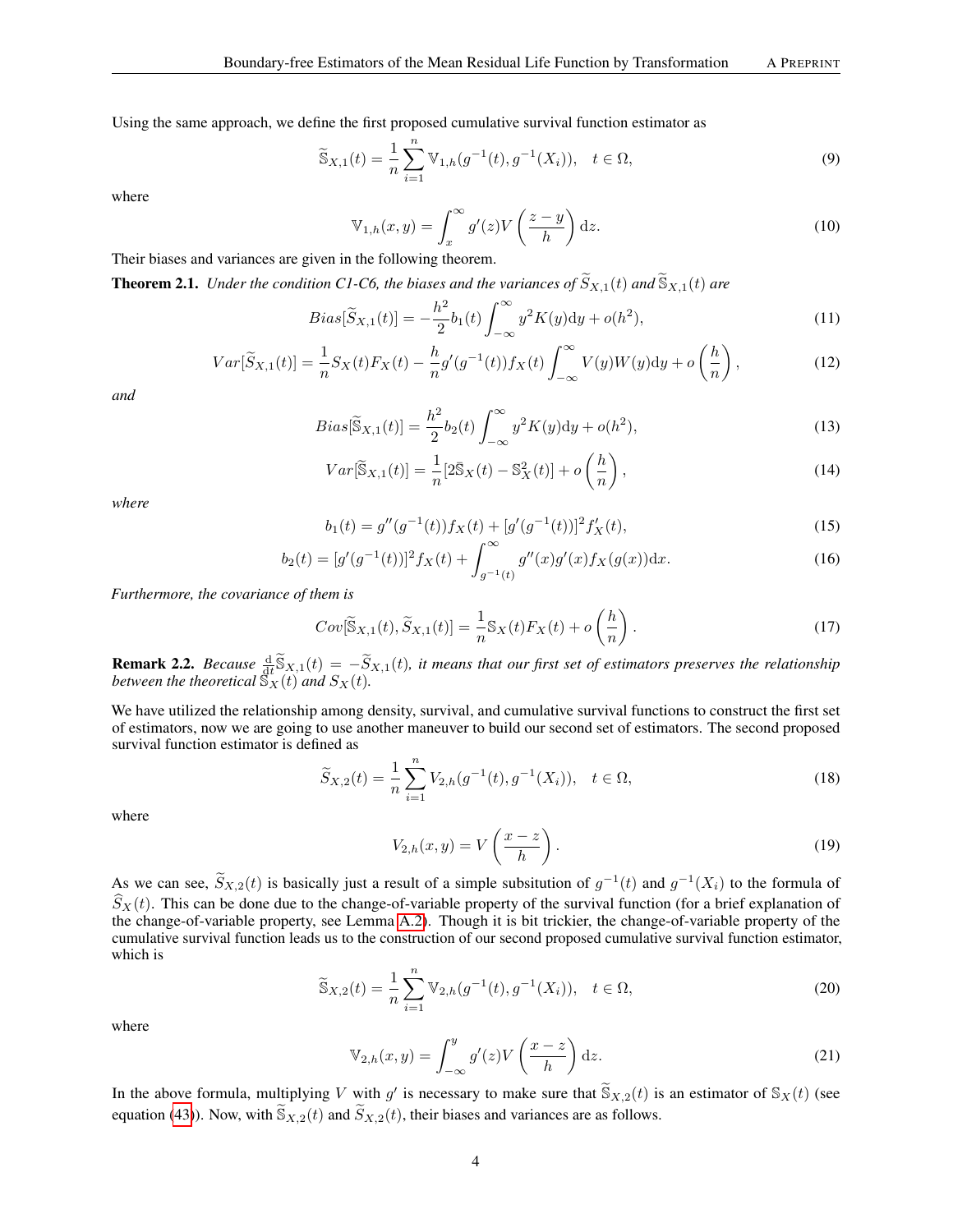Using the same approach, we define the first proposed cumulative survival function estimator as

$$\widetilde{\mathbb{S}}_{X,1}(t) = \frac{1}{n}\sum_{i=1}^{n} \mathbb{V}_{1,h}(g^{-1}(t), g^{-1}(X_i)), \quad t \in \Omega, \tag{9}$$

where

$$\mathbb{V}_{1,h}(x,y) = \int_{x}^{\infty} g'(z) V\left(\frac{z-y}{h}\right) \mathrm{d}z. \tag{10}$$

Their biases and variances are given in the following theorem.

**Theorem 2.1.** *Under the condition C1-C6, the biases and the variances of $\widetilde{S}_{X,1}(t)$ and $\widetilde{\mathbb{S}}_{X,1}(t)$ are*

$$Bias[\widetilde{S}_{X,1}(t)] = -\frac{h^2}{2} b_1(t) \int_{-\infty}^{\infty} y^2 K(y) \mathrm{d}y + o(h^2), \tag{11}$$

$$Var[\widetilde{S}_{X,1}(t)] = \frac{1}{n} S_X(t) F_X(t) - \frac{h}{n} g'(g^{-1}(t)) f_X(t) \int_{-\infty}^{\infty} V(y) W(y) \mathrm{d}y + o\left(\frac{h}{n}\right), \tag{12}$$

*and*

$$Bias[\widetilde{\mathbb{S}}_{X,1}(t)] = \frac{h^2}{2} b_2(t) \int_{-\infty}^{\infty} y^2 K(y) \mathrm{d}y + o(h^2), \tag{13}$$

$$Var[\widetilde{\mathbb{S}}_{X,1}(t)] = \frac{1}{n}[2\bar{\mathbb{S}}_X(t) - \mathbb{S}_X^2(t)] + o\left(\frac{h}{n}\right), \tag{14}$$

*where*

$$b_1(t) = g''(g^{-1}(t)) f_X(t) + [g'(g^{-1}(t))]^2 f_X'(t), \tag{15}$$

$$b_2(t) = [g'(g^{-1}(t))]^2 f_X(t) + \int_{g^{-1}(t)}^{\infty} g''(x) g'(x) f_X(g(x)) \mathrm{d}x. \tag{16}$$

*Furthermore, the covariance of them is*

$$Cov[\widetilde{\mathbb{S}}_{X,1}(t), \widetilde{S}_{X,1}(t)] = \frac{1}{n} \mathbb{S}_X(t) F_X(t) + o\left(\frac{h}{n}\right). \tag{17}$$

**Remark 2.2.** *Because $\frac{\mathrm{d}}{\mathrm{d}t}\widetilde{\mathbb{S}}_{X,1}(t) = -\widetilde{S}_{X,1}(t)$, it means that our first set of estimators preserves the relationship between the theoretical $\mathbb{S}_X(t)$ and $S_X(t)$.*

We have utilized the relationship among density, survival, and cumulative survival functions to construct the first set of estimators, now we are going to use another maneuver to build our second set of estimators. The second proposed survival function estimator is defined as

$$\widetilde{S}_{X,2}(t) = \frac{1}{n}\sum_{i=1}^{n} V_{2,h}(g^{-1}(t), g^{-1}(X_i)), \quad t \in \Omega, \tag{18}$$

where

$$V_{2,h}(x,y) = V\left(\frac{x-z}{h}\right). \tag{19}$$

As we can see, $\widetilde{S}_{X,2}(t)$ is basically just a result of a simple subsitution of $g^{-1}(t)$ and $g^{-1}(X_i)$ to the formula of $\widehat{S}_X(t)$. This can be done due to the change-of-variable property of the survival function (for a brief explanation of the change-of-variable property, see Lemma A.2). Though it is bit trickier, the change-of-variable property of the cumulative survival function leads us to the construction of our second proposed cumulative survival function estimator, which is

$$\widetilde{\mathbb{S}}_{X,2}(t) = \frac{1}{n}\sum_{i=1}^{n} \mathbb{V}_{2,h}(g^{-1}(t), g^{-1}(X_i)), \quad t \in \Omega, \tag{20}$$

where

$$\mathbb{V}_{2,h}(x,y) = \int_{-\infty}^{y} g'(z) V\left(\frac{x-z}{h}\right) \mathrm{d}z. \tag{21}$$

In the above formula, multiplying $V$ with $g'$ is necessary to make sure that $\widetilde{\mathbb{S}}_{X,2}(t)$ is an estimator of $\mathbb{S}_X(t)$ (see equation (43)). Now, with $\widetilde{\mathbb{S}}_{X,2}(t)$ and $\widetilde{S}_{X,2}(t)$, their biases and variances are as follows.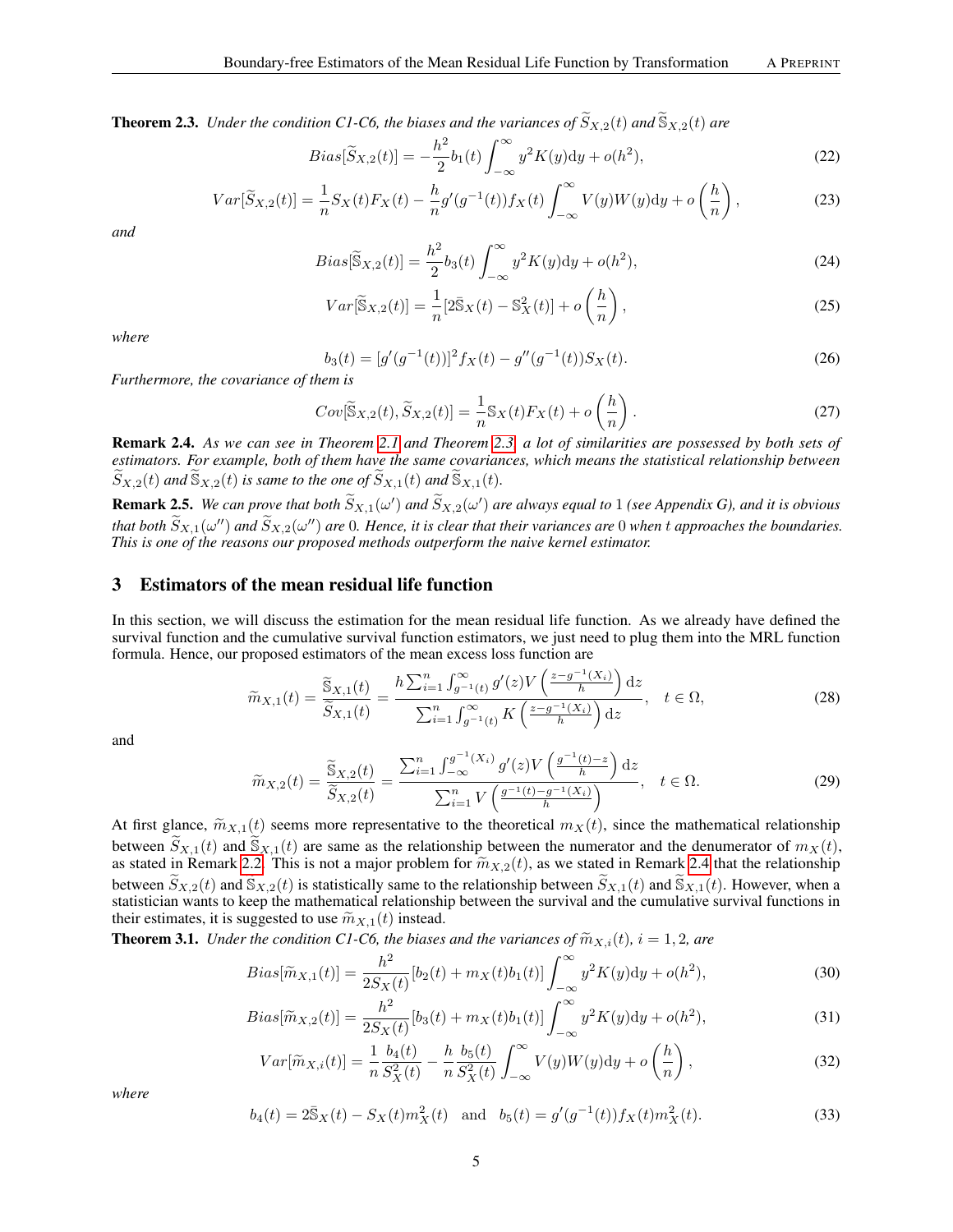**Theorem 2.3.** *Under the condition C1-C6, the biases and the variances of $\widetilde{S}_{X,2}(t)$ and $\widetilde{\mathbb{S}}_{X,2}(t)$ are*

$$Bias[\widetilde{S}_{X,2}(t)] = -\frac{h^2}{2}b_1(t)\int_{-\infty}^{\infty} y^2 K(y)\mathrm{d}y + o(h^2), \tag{22}$$

$$Var[\widetilde{S}_{X,2}(t)] = \frac{1}{n}S_X(t)F_X(t) - \frac{h}{n}g'(g^{-1}(t))f_X(t)\int_{-\infty}^{\infty} V(y)W(y)\mathrm{d}y + o\left(\frac{h}{n}\right), \tag{23}$$

*and*

$$Bias[\widetilde{\mathbb{S}}_{X,2}(t)] = \frac{h^2}{2}b_3(t)\int_{-\infty}^{\infty} y^2 K(y)\mathrm{d}y + o(h^2), \tag{24}$$

$$Var[\widetilde{\mathbb{S}}_{X,2}(t)] = \frac{1}{n}[2\bar{\mathbb{S}}_X(t) - \mathbb{S}_X^2(t)] + o\left(\frac{h}{n}\right), \tag{25}$$

*where*

$$b_3(t) = [g'(g^{-1}(t))]^2 f_X(t) - g''(g^{-1}(t))S_X(t). \tag{26}$$

*Furthermore, the covariance of them is*

$$Cov[\widetilde{\mathbb{S}}_{X,2}(t), \widetilde{S}_{X,2}(t)] = \frac{1}{n}\mathbb{S}_X(t)F_X(t) + o\left(\frac{h}{n}\right). \tag{27}$$

**Remark 2.4.** *As we can see in Theorem 2.1 and Theorem 2.3, a lot of similarities are possessed by both sets of estimators. For example, both of them have the same covariances, which means the statistical relationship between $\widetilde{S}_{X,2}(t)$ and $\widetilde{\mathbb{S}}_{X,2}(t)$ is same to the one of $\widetilde{S}_{X,1}(t)$ and $\widetilde{\mathbb{S}}_{X,1}(t)$.*

**Remark 2.5.** *We can prove that both $\widetilde{S}_{X,1}(\omega')$ and $\widetilde{S}_{X,2}(\omega')$ are always equal to 1 (see Appendix G), and it is obvious that both $\widetilde{S}_{X,1}(\omega'')$ and $\widetilde{S}_{X,2}(\omega'')$ are 0. Hence, it is clear that their variances are 0 when $t$ approaches the boundaries. This is one of the reasons our proposed methods outperform the naive kernel estimator.*

## 3 Estimators of the mean residual life function

In this section, we will discuss the estimation for the mean residual life function. As we already have defined the survival function and the cumulative survival function estimators, we just need to plug them into the MRL function formula. Hence, our proposed estimators of the mean excess loss function are

$$\widetilde{m}_{X,1}(t) = \frac{\widetilde{\mathbb{S}}_{X,1}(t)}{\widetilde{S}_{X,1}(t)} = \frac{h\sum_{i=1}^{n}\int_{g^{-1}(t)}^{\infty} g'(z)V\left(\frac{z-g^{-1}(X_i)}{h}\right)\mathrm{d}z}{\sum_{i=1}^{n}\int_{g^{-1}(t)}^{\infty} K\left(\frac{z-g^{-1}(X_i)}{h}\right)\mathrm{d}z}, \quad t \in \Omega, \tag{28}$$

and

$$\widetilde{m}_{X,2}(t) = \frac{\widetilde{\mathbb{S}}_{X,2}(t)}{\widetilde{S}_{X,2}(t)} = \frac{\sum_{i=1}^{n}\int_{-\infty}^{g^{-1}(X_i)} g'(z)V\left(\frac{g^{-1}(t)-z}{h}\right)\mathrm{d}z}{\sum_{i=1}^{n} V\left(\frac{g^{-1}(t)-g^{-1}(X_i)}{h}\right)}, \quad t \in \Omega. \tag{29}$$

At first glance, $\widetilde{m}_{X,1}(t)$ seems more representative to the theoretical $m_X(t)$, since the mathematical relationship between $\widetilde{S}_{X,1}(t)$ and $\widetilde{\mathbb{S}}_{X,1}(t)$ are same as the relationship between the numerator and the denumerator of $m_X(t)$, as stated in Remark 2.2. This is not a major problem for $\widetilde{m}_{X,2}(t)$, as we stated in Remark 2.4 that the relationship between $\widetilde{S}_{X,2}(t)$ and $\widetilde{\mathbb{S}}_{X,2}(t)$ is statistically same to the relationship between $\widetilde{S}_{X,1}(t)$ and $\widetilde{\mathbb{S}}_{X,1}(t)$. However, when a statistician wants to keep the mathematical relationship between the survival and the cumulative survival functions in their estimates, it is suggested to use $\widetilde{m}_{X,1}(t)$ instead.

**Theorem 3.1.** *Under the condition C1-C6, the biases and the variances of $\widetilde{m}_{X,i}(t)$, $i = 1, 2$, are*

$$Bias[\widetilde{m}_{X,1}(t)] = \frac{h^2}{2S_X(t)}[b_2(t) + m_X(t)b_1(t)]\int_{-\infty}^{\infty} y^2 K(y)\mathrm{d}y + o(h^2), \tag{30}$$

$$Bias[\widetilde{m}_{X,2}(t)] = \frac{h^2}{2S_X(t)}[b_3(t) + m_X(t)b_1(t)]\int_{-\infty}^{\infty} y^2 K(y)\mathrm{d}y + o(h^2), \tag{31}$$

$$Var[\widetilde{m}_{X,i}(t)] = \frac{1}{n}\frac{b_4(t)}{S_X^2(t)} - \frac{h}{n}\frac{b_5(t)}{S_X^2(t)}\int_{-\infty}^{\infty} V(y)W(y)\mathrm{d}y + o\left(\frac{h}{n}\right), \tag{32}$$

*where*

$$b_4(t) = 2\bar{\mathbb{S}}_X(t) - S_X(t)m_X^2(t) \quad \text{and} \quad b_5(t) = g'(g^{-1}(t))f_X(t)m_X^2(t). \tag{33}$$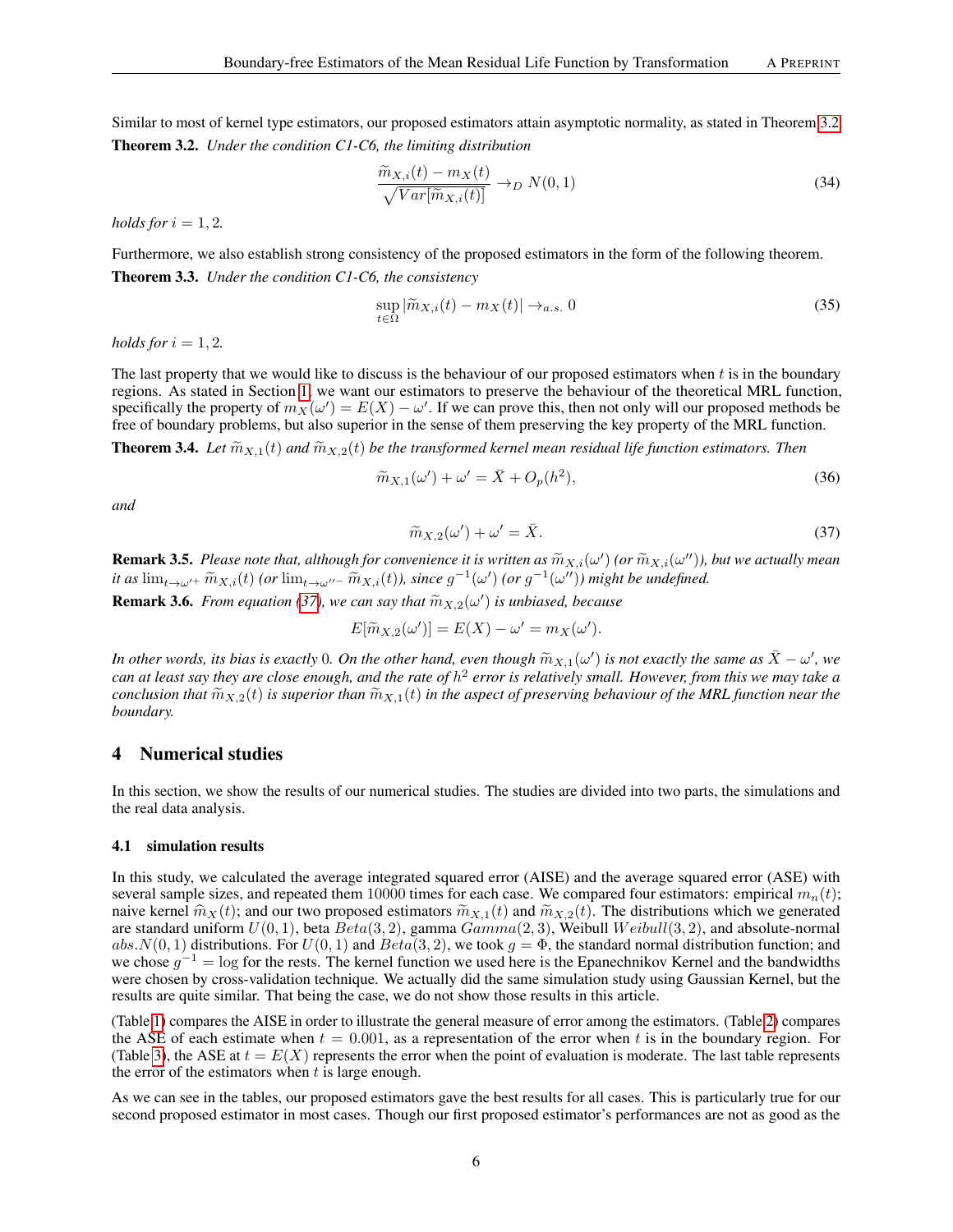Similar to most of kernel type estimators, our proposed estimators attain asymptotic normality, as stated in Theorem 3.2.

**Theorem 3.2.** *Under the condition C1-C6, the limiting distribution*

$$\frac{\widetilde{m}_{X,i}(t) - m_X(t)}{\sqrt{Var[\widetilde{m}_{X,i}(t)]}} \to_D N(0,1) \tag{34}$$

*holds for* $i = 1, 2$.

Furthermore, we also establish strong consistency of the proposed estimators in the form of the following theorem.

**Theorem 3.3.** *Under the condition C1-C6, the consistency*

$$\sup_{t\in\Omega} |\widetilde{m}_{X,i}(t) - m_X(t)| \to_{a.s.} 0 \tag{35}$$

*holds for* $i = 1, 2$.

The last property that we would like to discuss is the behaviour of our proposed estimators when $t$ is in the boundary regions. As stated in Section 1, we want our estimators to preserve the behaviour of the theoretical MRL function, specifically the property of $m_X(\omega') = E(X) - \omega'$. If we can prove this, then not only will our proposed methods be free of boundary problems, but also superior in the sense of them preserving the key property of the MRL function.

**Theorem 3.4.** *Let* $\widetilde{m}_{X,1}(t)$ *and* $\widetilde{m}_{X,2}(t)$ *be the transformed kernel mean residual life function estimators. Then*

$$\widetilde{m}_{X,1}(\omega') + \omega' = \bar{X} + O_p(h^2), \tag{36}$$

*and*

$$\widetilde{m}_{X,2}(\omega') + \omega' = \bar{X}. \tag{37}$$

**Remark 3.5.** *Please note that, although for convenience it is written as* $\widetilde{m}_{X,i}(\omega')$ *(or* $\widetilde{m}_{X,i}(\omega'')$*), but we actually mean it as* $\lim_{t\to\omega'^+} \widetilde{m}_{X,i}(t)$ *(or* $\lim_{t\to\omega''^-} \widetilde{m}_{X,i}(t)$*), since* $g^{-1}(\omega')$ *(or* $g^{-1}(\omega'')$*) might be undefined.*

**Remark 3.6.** *From equation (37), we can say that* $\widetilde{m}_{X,2}(\omega')$ *is unbiased, because*

$$E[\widetilde{m}_{X,2}(\omega')] = E(X) - \omega' = m_X(\omega').$$

*In other words, its bias is exactly* 0*. On the other hand, even though* $\widetilde{m}_{X,1}(\omega')$ *is not exactly the same as* $\bar{X} - \omega'$*, we can at least say they are close enough, and the rate of* $h^2$ *error is relatively small. However, from this we may take a conclusion that* $\widetilde{m}_{X,2}(t)$ *is superior than* $\widetilde{m}_{X,1}(t)$ *in the aspect of preserving behaviour of the MRL function near the boundary.*

# 4 Numerical studies

In this section, we show the results of our numerical studies. The studies are divided into two parts, the simulations and the real data analysis.

## 4.1 simulation results

In this study, we calculated the average integrated squared error (AISE) and the average squared error (ASE) with several sample sizes, and repeated them 10000 times for each case. We compared four estimators: empirical $m_n(t)$; naive kernel $\widehat{m}_X(t)$; and our two proposed estimators $\widetilde{m}_{X,1}(t)$ and $\widetilde{m}_{X,2}(t)$. The distributions which we generated are standard uniform $U(0,1)$, beta $Beta(3,2)$, gamma $Gamma(2,3)$, Weibull $Weibull(3,2)$, and absolute-normal $abs.N(0,1)$ distributions. For $U(0,1)$ and $Beta(3,2)$, we took $g = \Phi$, the standard normal distribution function; and we chose $g^{-1} = \log$ for the rests. The kernel function we used here is the Epanechnikov Kernel and the bandwidths were chosen by cross-validation technique. We actually did the same simulation study using Gaussian Kernel, but the results are quite similar. That being the case, we do not show those results in this article.

(Table 1) compares the AISE in order to illustrate the general measure of error among the estimators. (Table 2) compares the ASE of each estimate when $t = 0.001$, as a representation of the error when $t$ is in the boundary region. For (Table 3), the ASE at $t = E(X)$ represents the error when the point of evaluation is moderate. The last table represents the error of the estimators when $t$ is large enough.

As we can see in the tables, our proposed estimators gave the best results for all cases. This is particularly true for our second proposed estimator in most cases. Though our first proposed estimator's performances are not as good as the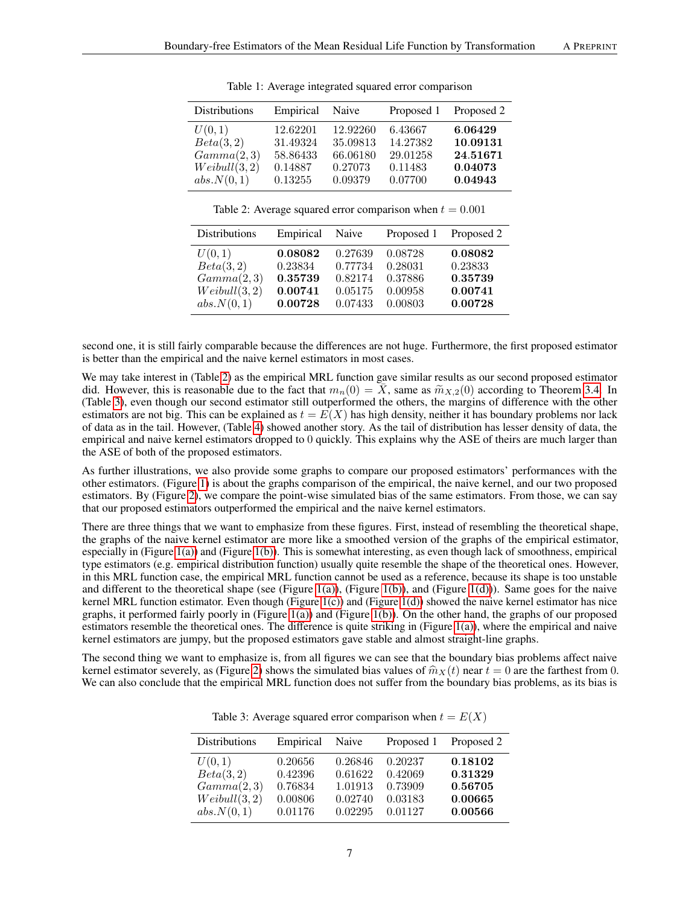Table 1: Average integrated squared error comparison

| Distributions | Empirical | Naive | Proposed 1 | Proposed 2 |
|---|---|---|---|---|
| $U(0,1)$ | 12.62201 | 12.92260 | 6.43667 | **6.06429** |
| $Beta(3,2)$ | 31.49324 | 35.09813 | 14.27382 | **10.09131** |
| $Gamma(2,3)$ | 58.86433 | 66.06180 | 29.01258 | **24.51671** |
| $Weibull(3,2)$ | 0.14887 | 0.27073 | 0.11483 | **0.04073** |
| $abs.N(0,1)$ | 0.13255 | 0.09379 | 0.07700 | **0.04943** |

Table 2: Average squared error comparison when $t = 0.001$

| Distributions | Empirical | Naive | Proposed 1 | Proposed 2 |
|---|---|---|---|---|
| $U(0,1)$ | **0.08082** | 0.27639 | 0.08728 | **0.08082** |
| $Beta(3,2)$ | 0.23834 | 0.77734 | 0.28031 | 0.23833 |
| $Gamma(2,3)$ | **0.35739** | 0.82174 | 0.37886 | **0.35739** |
| $Weibull(3,2)$ | **0.00741** | 0.05175 | 0.00958 | **0.00741** |
| $abs.N(0,1)$ | **0.00728** | 0.07433 | 0.00803 | **0.00728** |

second one, it is still fairly comparable because the differences are not huge. Furthermore, the first proposed estimator is better than the empirical and the naive kernel estimators in most cases.

We may take interest in (Table 2) as the empirical MRL function gave similar results as our second proposed estimator did. However, this is reasonable due to the fact that $m_n(0) = \bar{X}$, same as $\widetilde{m}_{X,2}(0)$ according to Theorem 3.4. In (Table 3), even though our second estimator still outperformed the others, the margins of difference with the other estimators are not big. This can be explained as $t = E(X)$ has high density, neither it has boundary problems nor lack of data as in the tail. However, (Table 4) showed another story. As the tail of distribution has lesser density of data, the empirical and naive kernel estimators dropped to 0 quickly. This explains why the ASE of theirs are much larger than the ASE of both of the proposed estimators.

As further illustrations, we also provide some graphs to compare our proposed estimators' performances with the other estimators. (Figure 1) is about the graphs comparison of the empirical, the naive kernel, and our two proposed estimators. By (Figure 2), we compare the point-wise simulated bias of the same estimators. From those, we can say that our proposed estimators outperformed the empirical and the naive kernel estimators.

There are three things that we want to emphasize from these figures. First, instead of resembling the theoretical shape, the graphs of the naive kernel estimator are more like a smoothed version of the graphs of the empirical estimator, especially in (Figure 1(a)) and (Figure 1(b)). This is somewhat interesting, as even though lack of smoothness, empirical type estimators (e.g. empirical distribution function) usually quite resemble the shape of the theoretical ones. However, in this MRL function case, the empirical MRL function cannot be used as a reference, because its shape is too unstable and different to the theoretical shape (see (Figure 1(a)), (Figure 1(b)), and (Figure 1(d))). Same goes for the naive kernel MRL function estimator. Even though (Figure 1(c)) and (Figure 1(d)) showed the naive kernel estimator has nice graphs, it performed fairly poorly in (Figure 1(a)) and (Figure 1(b)). On the other hand, the graphs of our proposed estimators resemble the theoretical ones. The difference is quite striking in (Figure 1(a)), where the empirical and naive kernel estimators are jumpy, but the proposed estimators gave stable and almost straight-line graphs.

The second thing we want to emphasize is, from all figures we can see that the boundary bias problems affect naive kernel estimator severely, as (Figure 2) shows the simulated bias values of $\widehat{m}_X(t)$ near $t = 0$ are the farthest from 0. We can also conclude that the empirical MRL function does not suffer from the boundary bias problems, as its bias is

Table 3: Average squared error comparison when $t = E(X)$

| Distributions | Empirical | Naive | Proposed 1 | Proposed 2 |
|---|---|---|---|---|
| $U(0,1)$ | 0.20656 | 0.26846 | 0.20237 | **0.18102** |
| $Beta(3,2)$ | 0.42396 | 0.61622 | 0.42069 | **0.31329** |
| $Gamma(2,3)$ | 0.76834 | 1.01913 | 0.73909 | **0.56705** |
| $Weibull(3,2)$ | 0.00806 | 0.02740 | 0.03183 | **0.00665** |
| $abs.N(0,1)$ | 0.01176 | 0.02295 | 0.01127 | **0.00566** |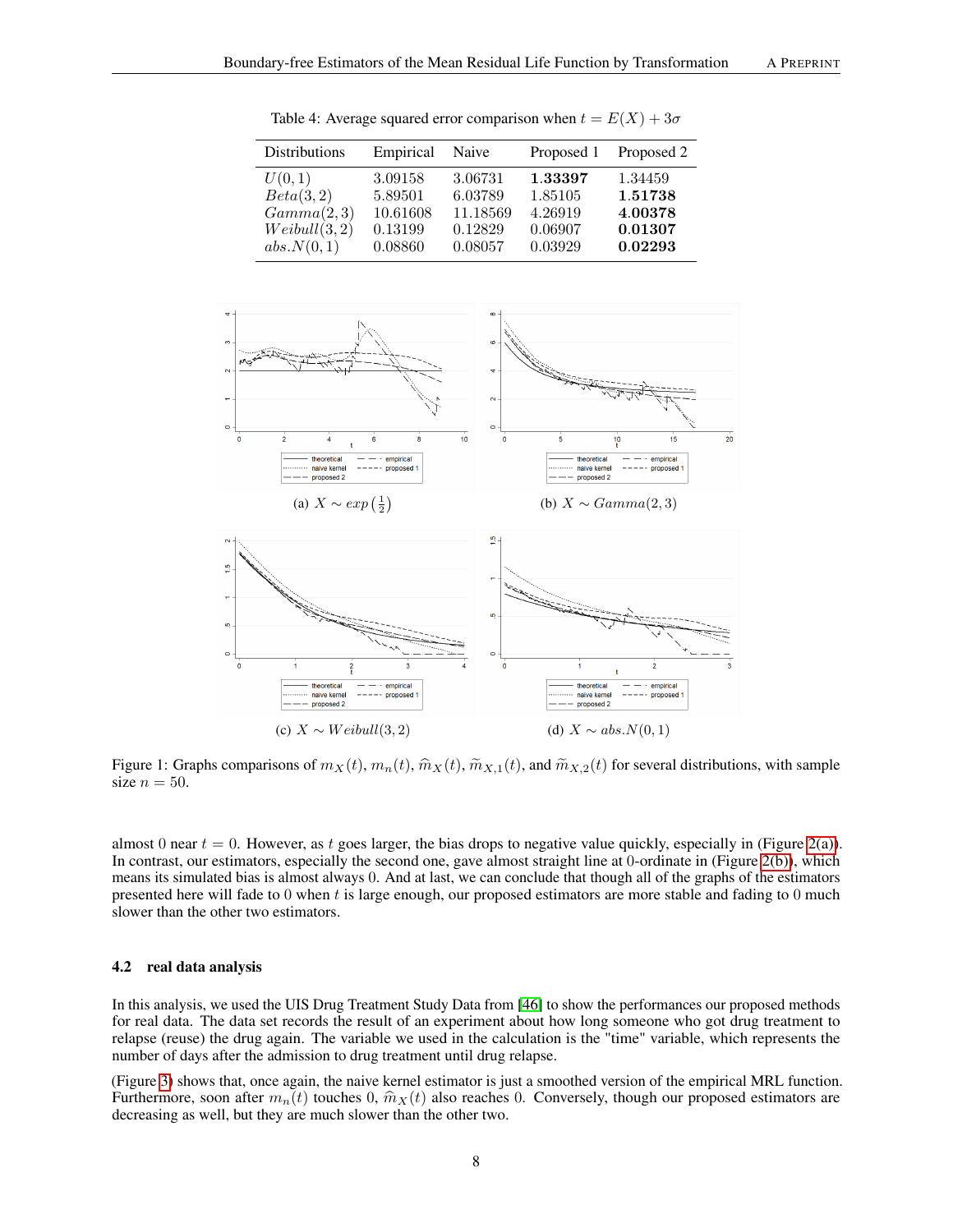Table 4: Average squared error comparison when $t = E(X) + 3\sigma$

| Distributions | Empirical | Naive | Proposed 1 | Proposed 2 |
|---|---|---|---|---|
| $U(0,1)$ | 3.09158 | 3.06731 | **1.33397** | 1.34459 |
| $Beta(3,2)$ | 5.89501 | 6.03789 | 1.85105 | **1.51738** |
| $Gamma(2,3)$ | 10.61608 | 11.18569 | 4.26919 | **4.00378** |
| $Weibull(3,2)$ | 0.13199 | 0.12829 | 0.06907 | **0.01307** |
| $abs.N(0,1)$ | 0.08860 | 0.08057 | 0.03929 | **0.02293** |

(a) $X \sim exp\left(\frac{1}{2}\right)$

(b) $X \sim Gamma(2,3)$

(c) $X \sim Weibull(3,2)$

(d) $X \sim abs.N(0,1)$

Figure 1: Graphs comparisons of $m_X(t)$, $m_n(t)$, $\widehat{m}_X(t)$, $\widetilde{m}_{X,1}(t)$, and $\widetilde{m}_{X,2}(t)$ for several distributions, with sample size $n = 50$.

almost 0 near $t = 0$. However, as $t$ goes larger, the bias drops to negative value quickly, especially in (Figure 2(a)). In contrast, our estimators, especially the second one, gave almost straight line at 0-ordinate in (Figure 2(b)), which means its simulated bias is almost always 0. And at last, we can conclude that though all of the graphs of the estimators presented here will fade to 0 when $t$ is large enough, our proposed estimators are more stable and fading to 0 much slower than the other two estimators.

### 4.2 real data analysis

In this analysis, we used the UIS Drug Treatment Study Data from [46] to show the performances our proposed methods for real data. The data set records the result of an experiment about how long someone who got drug treatment to relapse (reuse) the drug again. The variable we used in the calculation is the "time" variable, which represents the number of days after the admission to drug treatment until drug relapse.

(Figure 3) shows that, once again, the naive kernel estimator is just a smoothed version of the empirical MRL function. Furthermore, soon after $m_n(t)$ touches 0, $\widehat{m}_X(t)$ also reaches 0. Conversely, though our proposed estimators are decreasing as well, but they are much slower than the other two.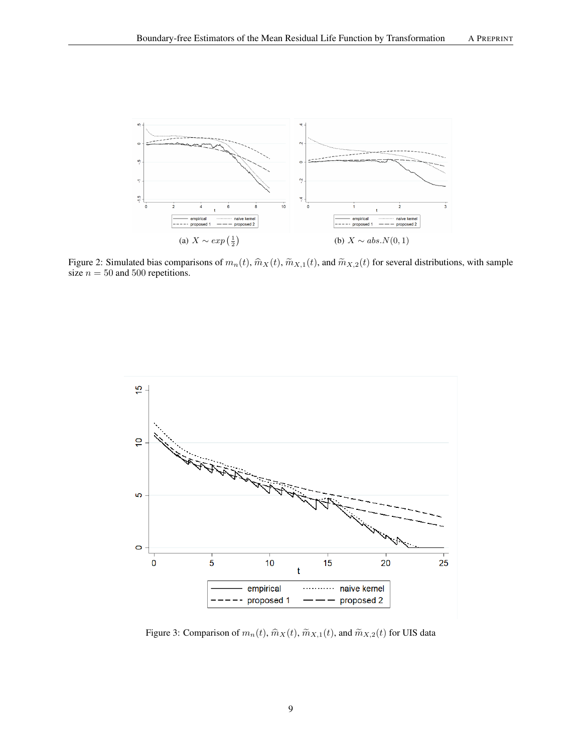(a) $X \sim exp\left(\frac{1}{2}\right)$

(b) $X \sim abs.N(0,1)$

Figure 2: Simulated bias comparisons of $m_n(t)$, $\widehat{m}_X(t)$, $\widetilde{m}_{X,1}(t)$, and $\widetilde{m}_{X,2}(t)$ for several distributions, with sample size $n = 50$ and 500 repetitions.

Figure 3: Comparison of $m_n(t)$, $\widehat{m}_X(t)$, $\widetilde{m}_{X,1}(t)$, and $\widetilde{m}_{X,2}(t)$ for UIS data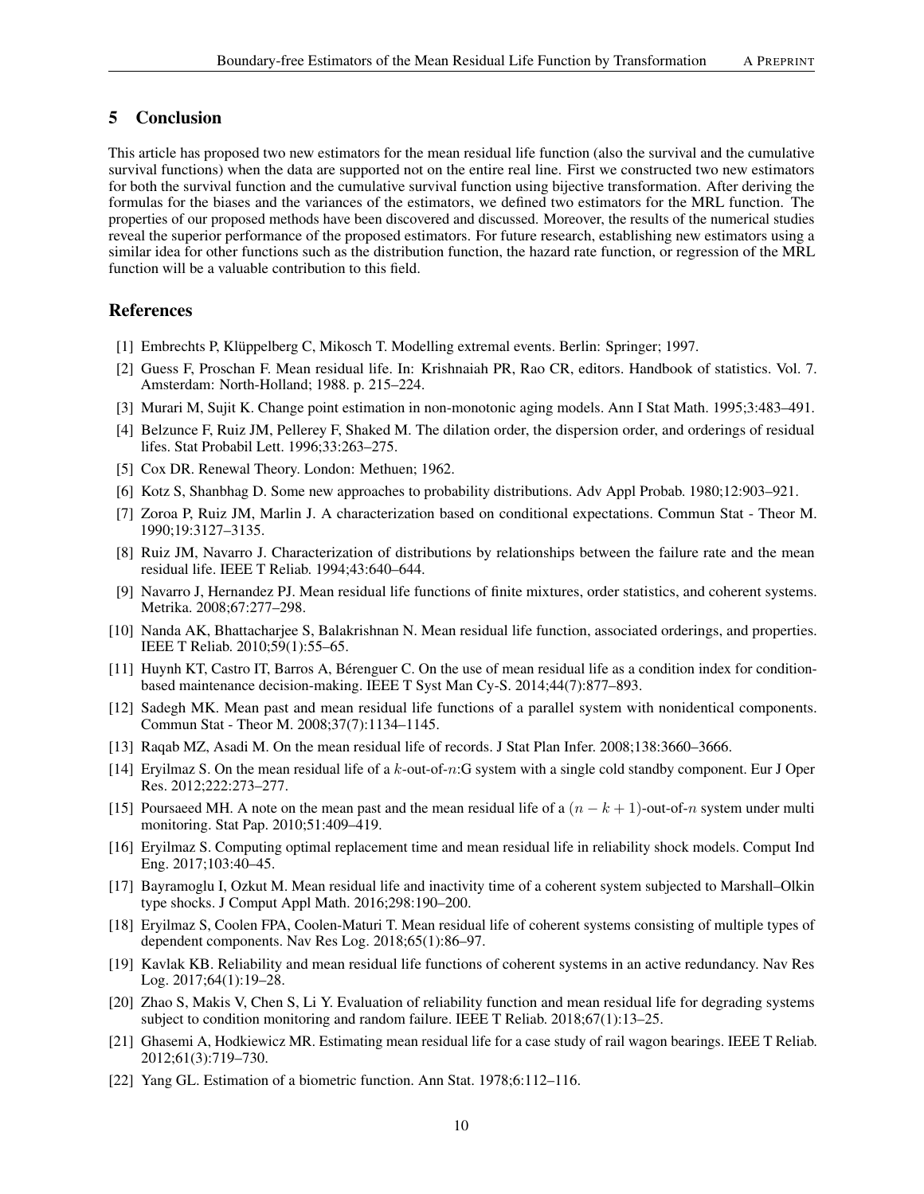## 5 Conclusion

This article has proposed two new estimators for the mean residual life function (also the survival and the cumulative survival functions) when the data are supported not on the entire real line. First we constructed two new estimators for both the survival function and the cumulative survival function using bijective transformation. After deriving the formulas for the biases and the variances of the estimators, we defined two estimators for the MRL function. The properties of our proposed methods have been discovered and discussed. Moreover, the results of the numerical studies reveal the superior performance of the proposed estimators. For future research, establishing new estimators using a similar idea for other functions such as the distribution function, the hazard rate function, or regression of the MRL function will be a valuable contribution to this field.

## References

[1] Embrechts P, Klüppelberg C, Mikosch T. Modelling extremal events. Berlin: Springer; 1997.

[2] Guess F, Proschan F. Mean residual life. In: Krishnaiah PR, Rao CR, editors. Handbook of statistics. Vol. 7. Amsterdam: North-Holland; 1988. p. 215–224.

[3] Murari M, Sujit K. Change point estimation in non-monotonic aging models. Ann I Stat Math. 1995;3:483–491.

[4] Belzunce F, Ruiz JM, Pellerey F, Shaked M. The dilation order, the dispersion order, and orderings of residual lifes. Stat Probabil Lett. 1996;33:263–275.

[5] Cox DR. Renewal Theory. London: Methuen; 1962.

[6] Kotz S, Shanbhag D. Some new approaches to probability distributions. Adv Appl Probab. 1980;12:903–921.

[7] Zoroa P, Ruiz JM, Marlin J. A characterization based on conditional expectations. Commun Stat - Theor M. 1990;19:3127–3135.

[8] Ruiz JM, Navarro J. Characterization of distributions by relationships between the failure rate and the mean residual life. IEEE T Reliab. 1994;43:640–644.

[9] Navarro J, Hernandez PJ. Mean residual life functions of finite mixtures, order statistics, and coherent systems. Metrika. 2008;67:277–298.

[10] Nanda AK, Bhattacharjee S, Balakrishnan N. Mean residual life function, associated orderings, and properties. IEEE T Reliab. 2010;59(1):55–65.

[11] Huynh KT, Castro IT, Barros A, Bérenguer C. On the use of mean residual life as a condition index for condition-based maintenance decision-making. IEEE T Syst Man Cy-S. 2014;44(7):877–893.

[12] Sadegh MK. Mean past and mean residual life functions of a parallel system with nonidentical components. Commun Stat - Theor M. 2008;37(7):1134–1145.

[13] Raqab MZ, Asadi M. On the mean residual life of records. J Stat Plan Infer. 2008;138:3660–3666.

[14] Eryilmaz S. On the mean residual life of a $k$-out-of-$n$:G system with a single cold standby component. Eur J Oper Res. 2012;222:273–277.

[15] Poursaeed MH. A note on the mean past and the mean residual life of a $(n-k+1)$-out-of-$n$ system under multi monitoring. Stat Pap. 2010;51:409–419.

[16] Eryilmaz S. Computing optimal replacement time and mean residual life in reliability shock models. Comput Ind Eng. 2017;103:40–45.

[17] Bayramoglu I, Ozkut M. Mean residual life and inactivity time of a coherent system subjected to Marshall–Olkin type shocks. J Comput Appl Math. 2016;298:190–200.

[18] Eryilmaz S, Coolen FPA, Coolen-Maturi T. Mean residual life of coherent systems consisting of multiple types of dependent components. Nav Res Log. 2018;65(1):86–97.

[19] Kavlak KB. Reliability and mean residual life functions of coherent systems in an active redundancy. Nav Res Log. 2017;64(1):19–28.

[20] Zhao S, Makis V, Chen S, Li Y. Evaluation of reliability function and mean residual life for degrading systems subject to condition monitoring and random failure. IEEE T Reliab. 2018;67(1):13–25.

[21] Ghasemi A, Hodkiewicz MR. Estimating mean residual life for a case study of rail wagon bearings. IEEE T Reliab. 2012;61(3):719–730.

[22] Yang GL. Estimation of a biometric function. Ann Stat. 1978;6:112–116.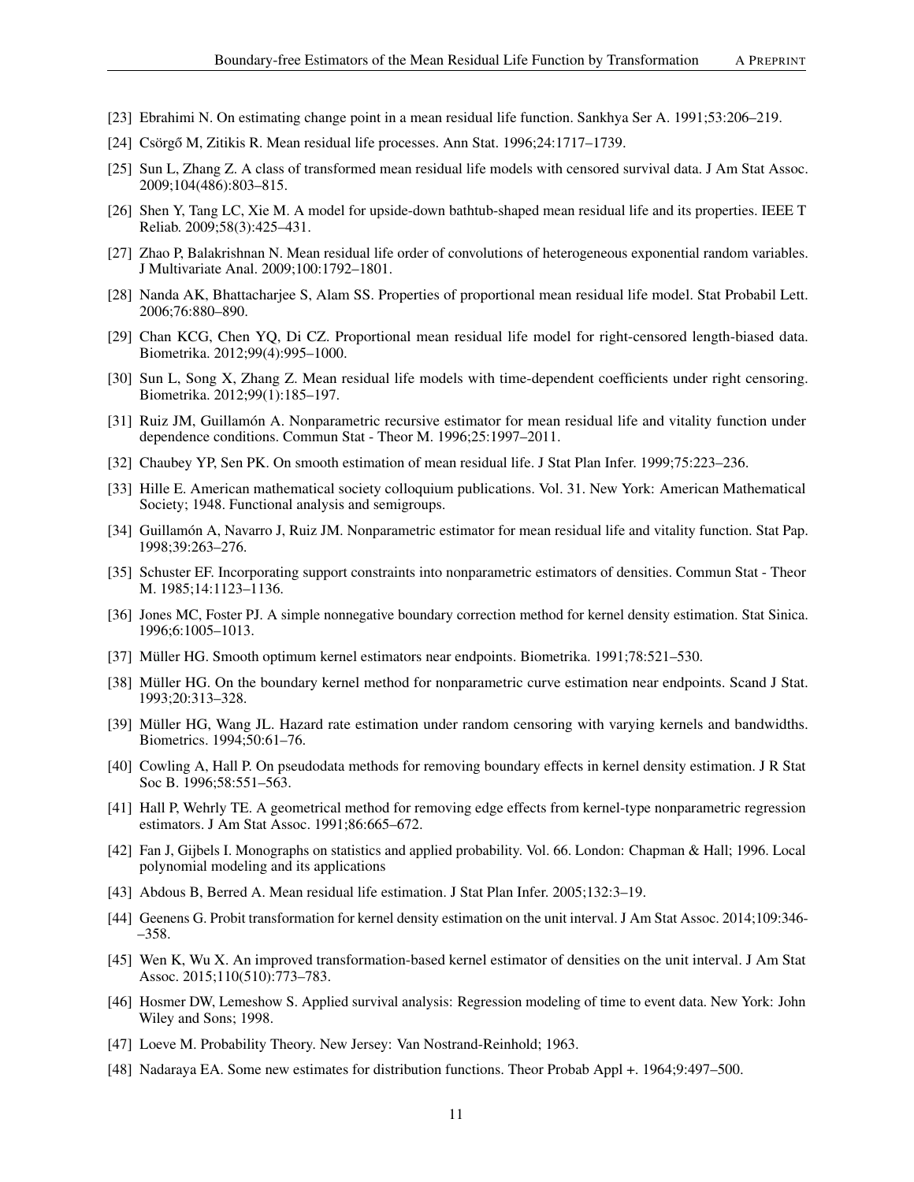[23] Ebrahimi N. On estimating change point in a mean residual life function. Sankhya Ser A. 1991;53:206–219.

[24] Csörgő M, Zitikis R. Mean residual life processes. Ann Stat. 1996;24:1717–1739.

[25] Sun L, Zhang Z. A class of transformed mean residual life models with censored survival data. J Am Stat Assoc. 2009;104(486):803–815.

[26] Shen Y, Tang LC, Xie M. A model for upside-down bathtub-shaped mean residual life and its properties. IEEE T Reliab. 2009;58(3):425–431.

[27] Zhao P, Balakrishnan N. Mean residual life order of convolutions of heterogeneous exponential random variables. J Multivariate Anal. 2009;100:1792–1801.

[28] Nanda AK, Bhattacharjee S, Alam SS. Properties of proportional mean residual life model. Stat Probabil Lett. 2006;76:880–890.

[29] Chan KCG, Chen YQ, Di CZ. Proportional mean residual life model for right-censored length-biased data. Biometrika. 2012;99(4):995–1000.

[30] Sun L, Song X, Zhang Z. Mean residual life models with time-dependent coefficients under right censoring. Biometrika. 2012;99(1):185–197.

[31] Ruiz JM, Guillamón A. Nonparametric recursive estimator for mean residual life and vitality function under dependence conditions. Commun Stat - Theor M. 1996;25:1997–2011.

[32] Chaubey YP, Sen PK. On smooth estimation of mean residual life. J Stat Plan Infer. 1999;75:223–236.

[33] Hille E. American mathematical society colloquium publications. Vol. 31. New York: American Mathematical Society; 1948. Functional analysis and semigroups.

[34] Guillamón A, Navarro J, Ruiz JM. Nonparametric estimator for mean residual life and vitality function. Stat Pap. 1998;39:263–276.

[35] Schuster EF. Incorporating support constraints into nonparametric estimators of densities. Commun Stat - Theor M. 1985;14:1123–1136.

[36] Jones MC, Foster PJ. A simple nonnegative boundary correction method for kernel density estimation. Stat Sinica. 1996;6:1005–1013.

[37] Müller HG. Smooth optimum kernel estimators near endpoints. Biometrika. 1991;78:521–530.

[38] Müller HG. On the boundary kernel method for nonparametric curve estimation near endpoints. Scand J Stat. 1993;20:313–328.

[39] Müller HG, Wang JL. Hazard rate estimation under random censoring with varying kernels and bandwidths. Biometrics. 1994;50:61–76.

[40] Cowling A, Hall P. On pseudodata methods for removing boundary effects in kernel density estimation. J R Stat Soc B. 1996;58:551–563.

[41] Hall P, Wehrly TE. A geometrical method for removing edge effects from kernel-type nonparametric regression estimators. J Am Stat Assoc. 1991;86:665–672.

[42] Fan J, Gijbels I. Monographs on statistics and applied probability. Vol. 66. London: Chapman & Hall; 1996. Local polynomial modeling and its applications

[43] Abdous B, Berred A. Mean residual life estimation. J Stat Plan Infer. 2005;132:3–19.

[44] Geenens G. Probit transformation for kernel density estimation on the unit interval. J Am Stat Assoc. 2014;109:346–358.

[45] Wen K, Wu X. An improved transformation-based kernel estimator of densities on the unit interval. J Am Stat Assoc. 2015;110(510):773–783.

[46] Hosmer DW, Lemeshow S. Applied survival analysis: Regression modeling of time to event data. New York: John Wiley and Sons; 1998.

[47] Loeve M. Probability Theory. New Jersey: Van Nostrand-Reinhold; 1963.

[48] Nadaraya EA. Some new estimates for distribution functions. Theor Probab Appl +. 1964;9:497–500.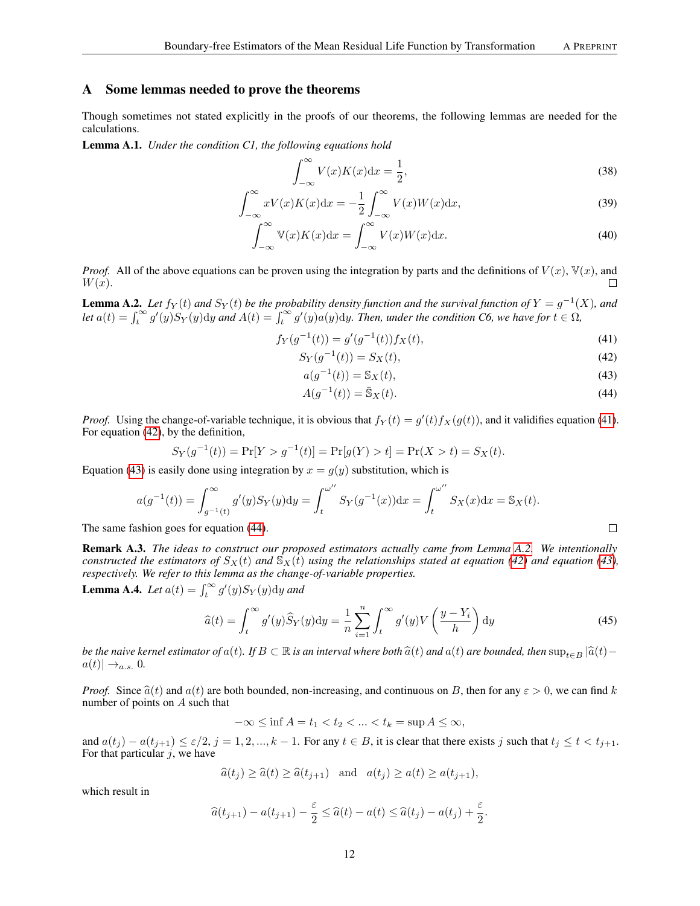# A Some lemmas needed to prove the theorems

Though sometimes not stated explicitly in the proofs of our theorems, the following lemmas are needed for the calculations.

**Lemma A.1.** *Under the condition C1, the following equations hold*

$$\int_{-\infty}^{\infty} V(x)K(x)\mathrm{d}x = \frac{1}{2}, \tag{38}$$

$$\int_{-\infty}^{\infty} xV(x)K(x)\mathrm{d}x = -\frac{1}{2}\int_{-\infty}^{\infty} V(x)W(x)\mathrm{d}x, \tag{39}$$

$$\int_{-\infty}^{\infty} \mathbb{V}(x)K(x)\mathrm{d}x = \int_{-\infty}^{\infty} V(x)W(x)\mathrm{d}x. \tag{40}$$

*Proof.* All of the above equations can be proven using the integration by parts and the definitions of $V(x)$, $\mathbb{V}(x)$, and $W(x)$. □

**Lemma A.2.** *Let $f_Y(t)$ and $S_Y(t)$ be the probability density function and the survival function of $Y = g^{-1}(X)$, and let $a(t) = \int_t^\infty g'(y)S_Y(y)\mathrm{d}y$ and $A(t) = \int_t^\infty g'(y)a(y)\mathrm{d}y$. Then, under the condition C6, we have for $t \in \Omega$,*

$$f_Y(g^{-1}(t)) = g'(g^{-1}(t))f_X(t), \tag{41}$$

$$S_Y(g^{-1}(t)) = S_X(t), \tag{42}$$

$$a(g^{-1}(t)) = \mathbb{S}_X(t), \tag{43}$$

$$A(g^{-1}(t)) = \bar{\mathbb{S}}_X(t). \tag{44}$$

*Proof.* Using the change-of-variable technique, it is obvious that $f_Y(t) = g'(t)f_X(g(t))$, and it validifies equation (41). For equation (42), by the definition,

$$S_Y(g^{-1}(t)) = \Pr[Y > g^{-1}(t)] = \Pr[g(Y) > t] = \Pr(X > t) = S_X(t).$$

Equation (43) is easily done using integration by $x = g(y)$ substitution, which is

$$a(g^{-1}(t)) = \int_{g^{-1}(t)}^{\infty} g'(y)S_Y(y)\mathrm{d}y = \int_t^{\omega''} S_Y(g^{-1}(x))\mathrm{d}x = \int_t^{\omega''} S_X(x)\mathrm{d}x = \mathbb{S}_X(t).$$

The same fashion goes for equation (44). □

**Remark A.3.** *The ideas to construct our proposed estimators actually came from Lemma A.2. We intentionally constructed the estimators of $S_X(t)$ and $\mathbb{S}_X(t)$ using the relationships stated at equation (42) and equation (43), respectively. We refer to this lemma as the change-of-variable properties.*

**Lemma A.4.** *Let $a(t) = \int_t^\infty g'(y)S_Y(y)\mathrm{d}y$ and*

$$\widehat{a}(t) = \int_t^\infty g'(y)\widehat{S}_Y(y)\mathrm{d}y = \frac{1}{n}\sum_{i=1}^{n}\int_t^\infty g'(y)V\left(\frac{y-Y_i}{h}\right)\mathrm{d}y \tag{45}$$

*be the naive kernel estimator of $a(t)$. If $B \subset \mathbb{R}$ is an interval where both $\widehat{a}(t)$ and $a(t)$ are bounded, then $\sup_{t\in B}|\widehat{a}(t) - a(t)| \to_{a.s.} 0$.*

*Proof.* Since $\widehat{a}(t)$ and $a(t)$ are both bounded, non-increasing, and continuous on $B$, then for any $\varepsilon > 0$, we can find $k$ number of points on $A$ such that

$$-\infty \leq \inf A = t_1 < t_2 < ... < t_k = \sup A \leq \infty,$$

and $a(t_j) - a(t_{j+1}) \leq \varepsilon/2$, $j = 1, 2, ..., k-1$. For any $t \in B$, it is clear that there exists $j$ such that $t_j \leq t < t_{j+1}$. For that particular $j$, we have

$$\widehat{a}(t_j) \geq \widehat{a}(t) \geq \widehat{a}(t_{j+1}) \quad \text{and} \quad a(t_j) \geq a(t) \geq a(t_{j+1}),$$

which result in

$$\widehat{a}(t_{j+1}) - a(t_{j+1}) - \frac{\varepsilon}{2} \leq \widehat{a}(t) - a(t) \leq \widehat{a}(t_j) - a(t_j) + \frac{\varepsilon}{2}.$$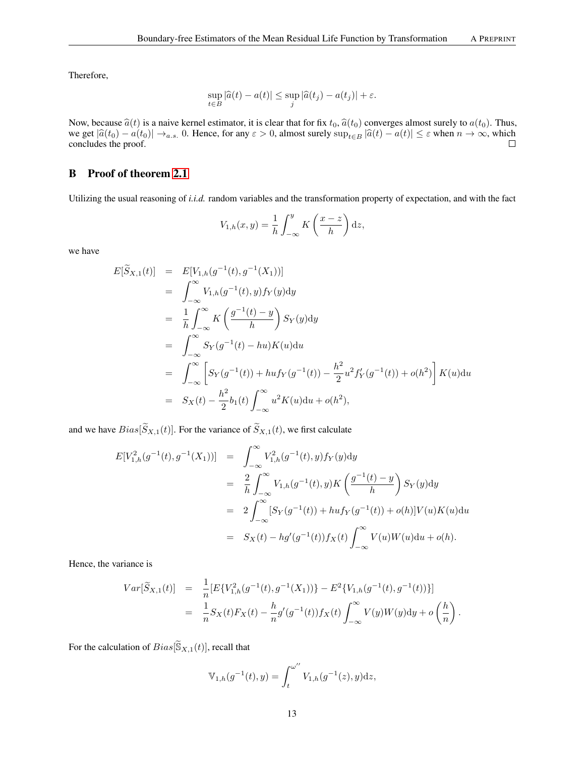Therefore,

$$\sup_{t\in B} |\widehat{a}(t) - a(t)| \leq \sup_{j} |\widehat{a}(t_j) - a(t_j)| + \varepsilon.$$

Now, because $\widehat{a}(t)$ is a naive kernel estimator, it is clear that for fix $t_0$, $\widehat{a}(t_0)$ converges almost surely to $a(t_0)$. Thus, we get $|\widehat{a}(t_0) - a(t_0)| \rightarrow_{a.s.} 0$. Hence, for any $\varepsilon > 0$, almost surely $\sup_{t\in B} |\widehat{a}(t) - a(t)| \leq \varepsilon$ when $n \rightarrow \infty$, which concludes the proof. □

## B Proof of theorem 2.1

Utilizing the usual reasoning of *i.i.d.* random variables and the transformation property of expectation, and with the fact

$$V_{1,h}(x,y) = \frac{1}{h}\int_{-\infty}^{y} K\left(\frac{x-z}{h}\right)\mathrm{d}z,$$

we have

$$\begin{aligned}
E[\widetilde{S}_{X,1}(t)] &= E[V_{1,h}(g^{-1}(t), g^{-1}(X_1))] \\
&= \int_{-\infty}^{\infty} V_{1,h}(g^{-1}(t), y) f_Y(y)\mathrm{d}y \\
&= \frac{1}{h}\int_{-\infty}^{\infty} K\left(\frac{g^{-1}(t)-y}{h}\right) S_Y(y)\mathrm{d}y \\
&= \int_{-\infty}^{\infty} S_Y(g^{-1}(t) - hu)K(u)\mathrm{d}u \\
&= \int_{-\infty}^{\infty} \left[S_Y(g^{-1}(t)) + huf_Y(g^{-1}(t)) - \frac{h^2}{2}u^2 f_Y'(g^{-1}(t)) + o(h^2)\right] K(u)\mathrm{d}u \\
&= S_X(t) - \frac{h^2}{2}b_1(t)\int_{-\infty}^{\infty} u^2 K(u)\mathrm{d}u + o(h^2),
\end{aligned}$$

and we have $Bias[\widetilde{S}_{X,1}(t)]$. For the variance of $\widetilde{S}_{X,1}(t)$, we first calculate

$$\begin{aligned}
E[V_{1,h}^2(g^{-1}(t), g^{-1}(X_1))] &= \int_{-\infty}^{\infty} V_{1,h}^2(g^{-1}(t), y) f_Y(y)\mathrm{d}y \\
&= \frac{2}{h}\int_{-\infty}^{\infty} V_{1,h}(g^{-1}(t), y) K\left(\frac{g^{-1}(t)-y}{h}\right) S_Y(y)\mathrm{d}y \\
&= 2\int_{-\infty}^{\infty} [S_Y(g^{-1}(t)) + huf_Y(g^{-1}(t)) + o(h)]V(u)K(u)\mathrm{d}u \\
&= S_X(t) - hg'(g^{-1}(t))f_X(t)\int_{-\infty}^{\infty} V(u)W(u)\mathrm{d}u + o(h).
\end{aligned}$$

Hence, the variance is

$$\begin{aligned}
Var[\widetilde{S}_{X,1}(t)] &= \frac{1}{n}[E\{V_{1,h}^2(g^{-1}(t), g^{-1}(X_1))\} - E^2\{V_{1,h}(g^{-1}(t), g^{-1}(t))\}] \\
&= \frac{1}{n}S_X(t)F_X(t) - \frac{h}{n}g'(g^{-1}(t))f_X(t)\int_{-\infty}^{\infty} V(y)W(y)\mathrm{d}y + o\left(\frac{h}{n}\right).
\end{aligned}$$

For the calculation of $Bias[\widetilde{\mathbb{S}}_{X,1}(t)]$, recall that

$$\mathbb{V}_{1,h}(g^{-1}(t), y) = \int_{t}^{\omega''} V_{1,h}(g^{-1}(z), y)\mathrm{d}z,$$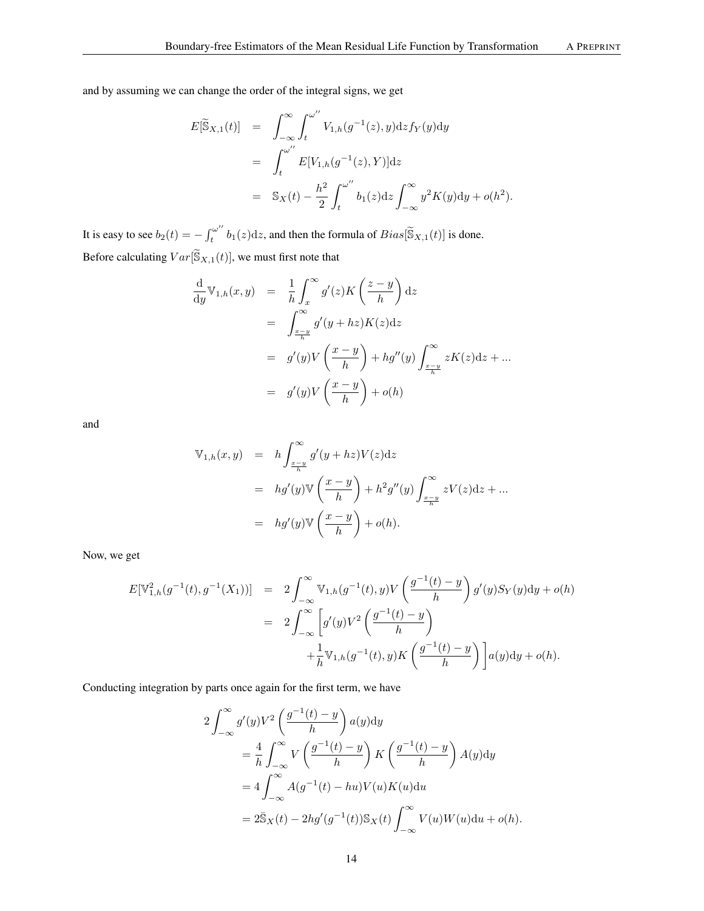and by assuming we can change the order of the integral signs, we get

$$
\begin{aligned}
E[\widetilde{\mathbb{S}}_{X,1}(t)] &= \int_{-\infty}^{\infty}\int_{t}^{\omega''} V_{1,h}(g^{-1}(z),y)\mathrm{d}z f_Y(y)\mathrm{d}y \\
&= \int_{t}^{\omega''} E[V_{1,h}(g^{-1}(z),Y)]\mathrm{d}z \\
&= \mathbb{S}_X(t) - \frac{h^2}{2}\int_{t}^{\omega''} b_1(z)\mathrm{d}z \int_{-\infty}^{\infty} y^2 K(y)\mathrm{d}y + o(h^2).
\end{aligned}
$$

It is easy to see $b_2(t) = -\int_t^{\omega''} b_1(z)\mathrm{d}z$, and then the formula of $Bias[\widetilde{\mathbb{S}}_{X,1}(t)]$ is done.

Before calculating $Var[\widetilde{\mathbb{S}}_{X,1}(t)]$, we must first note that

$$
\begin{aligned}
\frac{\mathrm{d}}{\mathrm{d}y}\mathbb{V}_{1,h}(x,y) &= \frac{1}{h}\int_{x}^{\infty} g'(z)K\left(\frac{z-y}{h}\right)\mathrm{d}z \\
&= \int_{\frac{x-y}{h}}^{\infty} g'(y+hz)K(z)\mathrm{d}z \\
&= g'(y)V\left(\frac{x-y}{h}\right) + hg''(y)\int_{\frac{x-y}{h}}^{\infty} zK(z)\mathrm{d}z + ... \\
&= g'(y)V\left(\frac{x-y}{h}\right) + o(h)
\end{aligned}
$$

and

$$
\begin{aligned}
\mathbb{V}_{1,h}(x,y) &= h\int_{\frac{x-y}{h}}^{\infty} g'(y+hz)V(z)\mathrm{d}z \\
&= hg'(y)\mathbb{V}\left(\frac{x-y}{h}\right) + h^2 g''(y)\int_{\frac{x-y}{h}}^{\infty} zV(z)\mathrm{d}z + ... \\
&= hg'(y)\mathbb{V}\left(\frac{x-y}{h}\right) + o(h).
\end{aligned}
$$

Now, we get

$$
\begin{aligned}
E[\mathbb{V}_{1,h}^2(g^{-1}(t),g^{-1}(X_1))] &= 2\int_{-\infty}^{\infty} \mathbb{V}_{1,h}(g^{-1}(t),y)V\left(\frac{g^{-1}(t)-y}{h}\right)g'(y)S_Y(y)\mathrm{d}y + o(h) \\
&= 2\int_{-\infty}^{\infty}\left[g'(y)V^2\left(\frac{g^{-1}(t)-y}{h}\right)\right. \\
&\qquad \left. + \frac{1}{h}\mathbb{V}_{1,h}(g^{-1}(t),y)K\left(\frac{g^{-1}(t)-y}{h}\right)\right]a(y)\mathrm{d}y + o(h).
\end{aligned}
$$

Conducting integration by parts once again for the first term, we have

$$
\begin{aligned}
&2\int_{-\infty}^{\infty} g'(y)V^2\left(\frac{g^{-1}(t)-y}{h}\right)a(y)\mathrm{d}y \\
&= \frac{4}{h}\int_{-\infty}^{\infty} V\left(\frac{g^{-1}(t)-y}{h}\right)K\left(\frac{g^{-1}(t)-y}{h}\right)A(y)\mathrm{d}y \\
&= 4\int_{-\infty}^{\infty} A(g^{-1}(t)-hu)V(u)K(u)\mathrm{d}u \\
&= 2\bar{\mathbb{S}}_X(t) - 2hg'(g^{-1}(t))\mathbb{S}_X(t)\int_{-\infty}^{\infty} V(u)W(u)\mathrm{d}u + o(h).
\end{aligned}
$$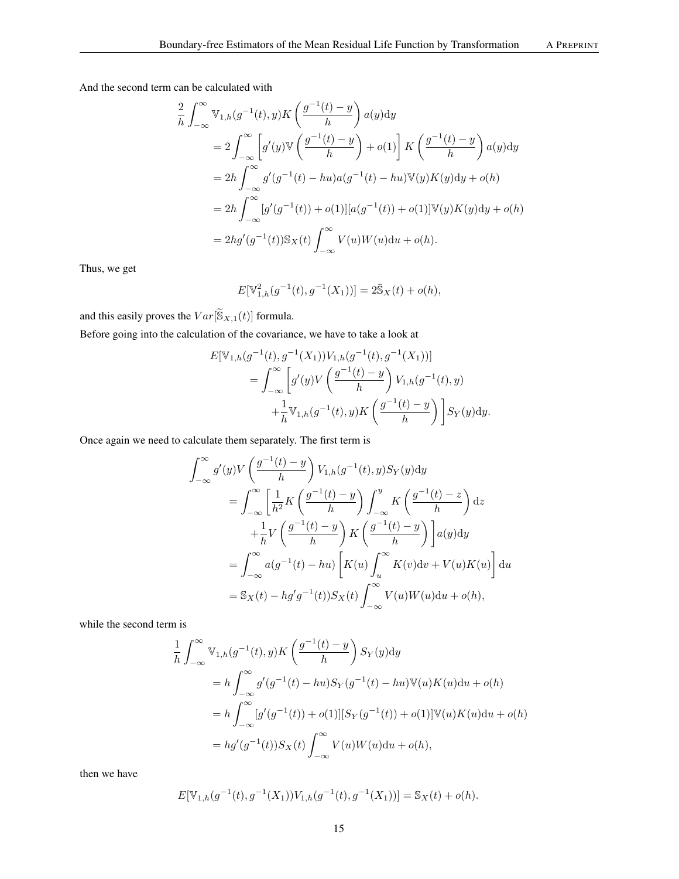And the second term can be calculated with

$$
\begin{aligned}
\frac{2}{h}\int_{-\infty}^{\infty} & \mathbb{V}_{1,h}(g^{-1}(t), y) K\left(\frac{g^{-1}(t)-y}{h}\right) a(y)\mathrm{d}y \\
&= 2\int_{-\infty}^{\infty}\left[g'(y)\mathbb{V}\left(\frac{g^{-1}(t)-y}{h}\right) + o(1)\right] K\left(\frac{g^{-1}(t)-y}{h}\right) a(y)\mathrm{d}y \\
&= 2h\int_{-\infty}^{\infty} g'(g^{-1}(t)-hu)a(g^{-1}(t)-hu)\mathbb{V}(y)K(y)\mathrm{d}y + o(h) \\
&= 2h\int_{-\infty}^{\infty} [g'(g^{-1}(t))+o(1)][a(g^{-1}(t))+o(1)]\mathbb{V}(y)K(y)\mathrm{d}y + o(h) \\
&= 2hg'(g^{-1}(t))\mathbb{S}_X(t)\int_{-\infty}^{\infty} V(u)W(u)\mathrm{d}u + o(h).
\end{aligned}
$$

Thus, we get

$$
E[\mathbb{V}_{1,h}^2(g^{-1}(t), g^{-1}(X_1))] = 2\bar{\mathbb{S}}_X(t) + o(h),
$$

and this easily proves the $Var[\widetilde{\mathbb{S}}_{X,1}(t)]$ formula.

Before going into the calculation of the covariance, we have to take a look at

$$
\begin{aligned}
E[\mathbb{V}_{1,h}&(g^{-1}(t), g^{-1}(X_1))V_{1,h}(g^{-1}(t), g^{-1}(X_1))] \\
&= \int_{-\infty}^{\infty}\left[g'(y)V\left(\frac{g^{-1}(t)-y}{h}\right)V_{1,h}(g^{-1}(t), y)\right. \\
&\qquad \left. + \frac{1}{h}\mathbb{V}_{1,h}(g^{-1}(t), y)K\left(\frac{g^{-1}(t)-y}{h}\right)\right] S_Y(y)\mathrm{d}y.
\end{aligned}
$$

Once again we need to calculate them separately. The first term is

$$
\begin{aligned}
\int_{-\infty}^{\infty} & g'(y)V\left(\frac{g^{-1}(t)-y}{h}\right)V_{1,h}(g^{-1}(t), y)S_Y(y)\mathrm{d}y \\
&= \int_{-\infty}^{\infty}\left[\frac{1}{h^2}K\left(\frac{g^{-1}(t)-y}{h}\right)\int_{-\infty}^{y} K\left(\frac{g^{-1}(t)-z}{h}\right)\mathrm{d}z\right. \\
&\qquad \left. + \frac{1}{h}V\left(\frac{g^{-1}(t)-y}{h}\right)K\left(\frac{g^{-1}(t)-y}{h}\right)\right] a(y)\mathrm{d}y \\
&= \int_{-\infty}^{\infty} a(g^{-1}(t)-hu)\left[K(u)\int_{u}^{\infty} K(v)\mathrm{d}v + V(u)K(u)\right]\mathrm{d}u \\
&= \mathbb{S}_X(t) - hg'g^{-1}(t))S_X(t)\int_{-\infty}^{\infty} V(u)W(u)\mathrm{d}u + o(h),
\end{aligned}
$$

while the second term is

$$
\begin{aligned}
\frac{1}{h}\int_{-\infty}^{\infty} & \mathbb{V}_{1,h}(g^{-1}(t), y)K\left(\frac{g^{-1}(t)-y}{h}\right)S_Y(y)\mathrm{d}y \\
&= h\int_{-\infty}^{\infty} g'(g^{-1}(t)-hu)S_Y(g^{-1}(t)-hu)\mathbb{V}(u)K(u)\mathrm{d}u + o(h) \\
&= h\int_{-\infty}^{\infty} [g'(g^{-1}(t))+o(1)][S_Y(g^{-1}(t))+o(1)]\mathbb{V}(u)K(u)\mathrm{d}u + o(h) \\
&= hg'(g^{-1}(t))S_X(t)\int_{-\infty}^{\infty} V(u)W(u)\mathrm{d}u + o(h),
\end{aligned}
$$

then we have

$$
E[\mathbb{V}_{1,h}(g^{-1}(t), g^{-1}(X_1))V_{1,h}(g^{-1}(t), g^{-1}(X_1))] = \mathbb{S}_X(t) + o(h).
$$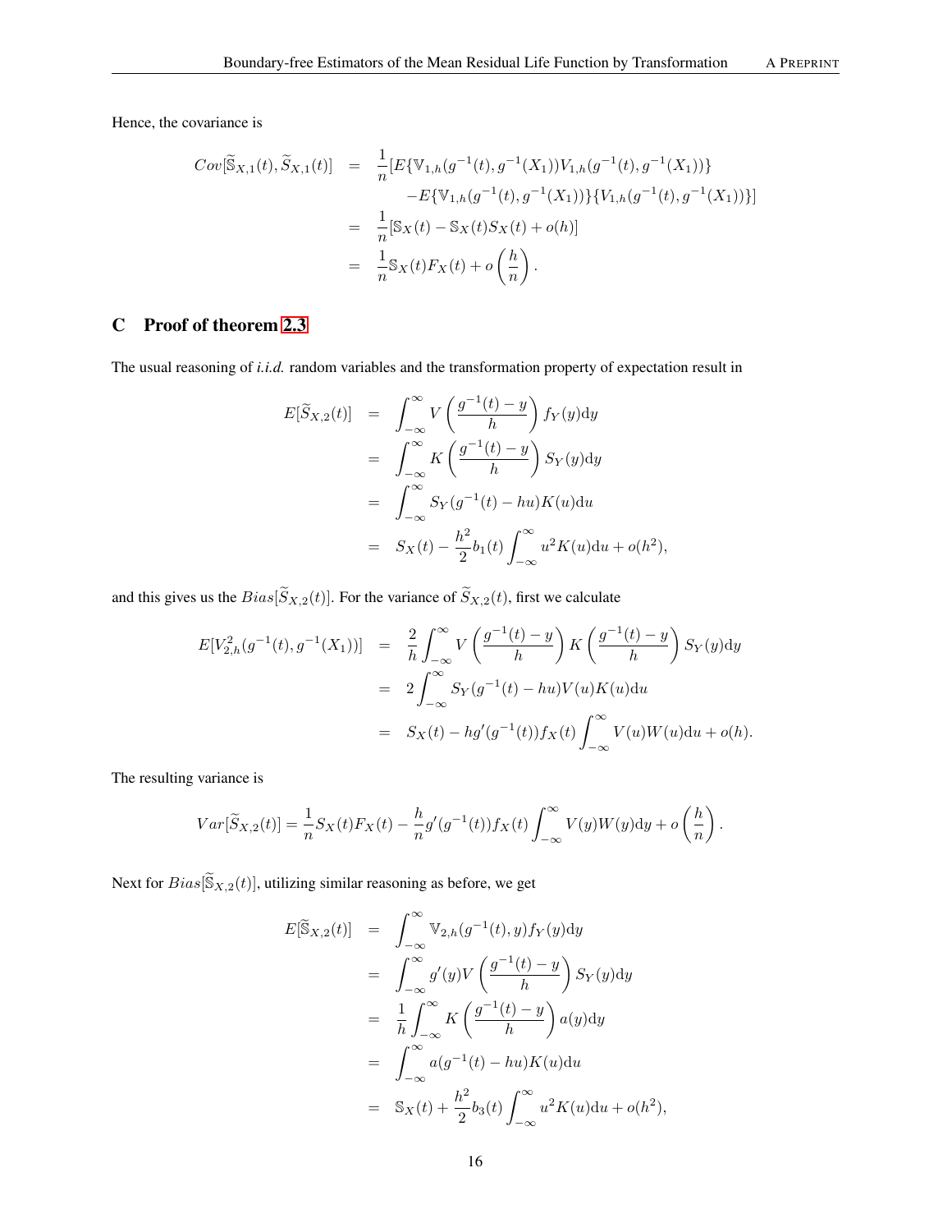Hence, the covariance is

$$
\begin{aligned}
Cov[\widetilde{\mathbb{S}}_{X,1}(t), \widetilde{S}_{X,1}(t)] &= \frac{1}{n}[E\{\mathbb{V}_{1,h}(g^{-1}(t), g^{-1}(X_1))V_{1,h}(g^{-1}(t), g^{-1}(X_1))\} \\
&\quad -E\{\mathbb{V}_{1,h}(g^{-1}(t), g^{-1}(X_1))\}\{V_{1,h}(g^{-1}(t), g^{-1}(X_1))\}] \\
&= \frac{1}{n}[\mathbb{S}_X(t) - \mathbb{S}_X(t)S_X(t) + o(h)] \\
&= \frac{1}{n}\mathbb{S}_X(t)F_X(t) + o\left(\frac{h}{n}\right).
\end{aligned}
$$

## C Proof of theorem 2.3

The usual reasoning of *i.i.d.* random variables and the transformation property of expectation result in

$$
\begin{aligned}
E[\widetilde{S}_{X,2}(t)] &= \int_{-\infty}^{\infty} V\left(\frac{g^{-1}(t)-y}{h}\right) f_Y(y)\mathrm{d}y \\
&= \int_{-\infty}^{\infty} K\left(\frac{g^{-1}(t)-y}{h}\right) S_Y(y)\mathrm{d}y \\
&= \int_{-\infty}^{\infty} S_Y(g^{-1}(t)-hu)K(u)\mathrm{d}u \\
&= S_X(t) - \frac{h^2}{2}b_1(t)\int_{-\infty}^{\infty} u^2K(u)\mathrm{d}u + o(h^2),
\end{aligned}
$$

and this gives us the $Bias[\widetilde{S}_{X,2}(t)]$. For the variance of $\widetilde{S}_{X,2}(t)$, first we calculate

$$
\begin{aligned}
E[V_{2,h}^2(g^{-1}(t), g^{-1}(X_1))] &= \frac{2}{h}\int_{-\infty}^{\infty} V\left(\frac{g^{-1}(t)-y}{h}\right) K\left(\frac{g^{-1}(t)-y}{h}\right) S_Y(y)\mathrm{d}y \\
&= 2\int_{-\infty}^{\infty} S_Y(g^{-1}(t)-hu)V(u)K(u)\mathrm{d}u \\
&= S_X(t) - hg'(g^{-1}(t))f_X(t)\int_{-\infty}^{\infty} V(u)W(u)\mathrm{d}u + o(h).
\end{aligned}
$$

The resulting variance is

$$
Var[\widetilde{S}_{X,2}(t)] = \frac{1}{n}S_X(t)F_X(t) - \frac{h}{n}g'(g^{-1}(t))f_X(t)\int_{-\infty}^{\infty} V(y)W(y)\mathrm{d}y + o\left(\frac{h}{n}\right).
$$

Next for $Bias[\widetilde{\mathbb{S}}_{X,2}(t)]$, utilizing similar reasoning as before, we get

$$
\begin{aligned}
E[\widetilde{\mathbb{S}}_{X,2}(t)] &= \int_{-\infty}^{\infty} \mathbb{V}_{2,h}(g^{-1}(t), y)f_Y(y)\mathrm{d}y \\
&= \int_{-\infty}^{\infty} g'(y)V\left(\frac{g^{-1}(t)-y}{h}\right) S_Y(y)\mathrm{d}y \\
&= \frac{1}{h}\int_{-\infty}^{\infty} K\left(\frac{g^{-1}(t)-y}{h}\right) a(y)\mathrm{d}y \\
&= \int_{-\infty}^{\infty} a(g^{-1}(t)-hu)K(u)\mathrm{d}u \\
&= \mathbb{S}_X(t) + \frac{h^2}{2}b_3(t)\int_{-\infty}^{\infty} u^2K(u)\mathrm{d}u + o(h^2),
\end{aligned}
$$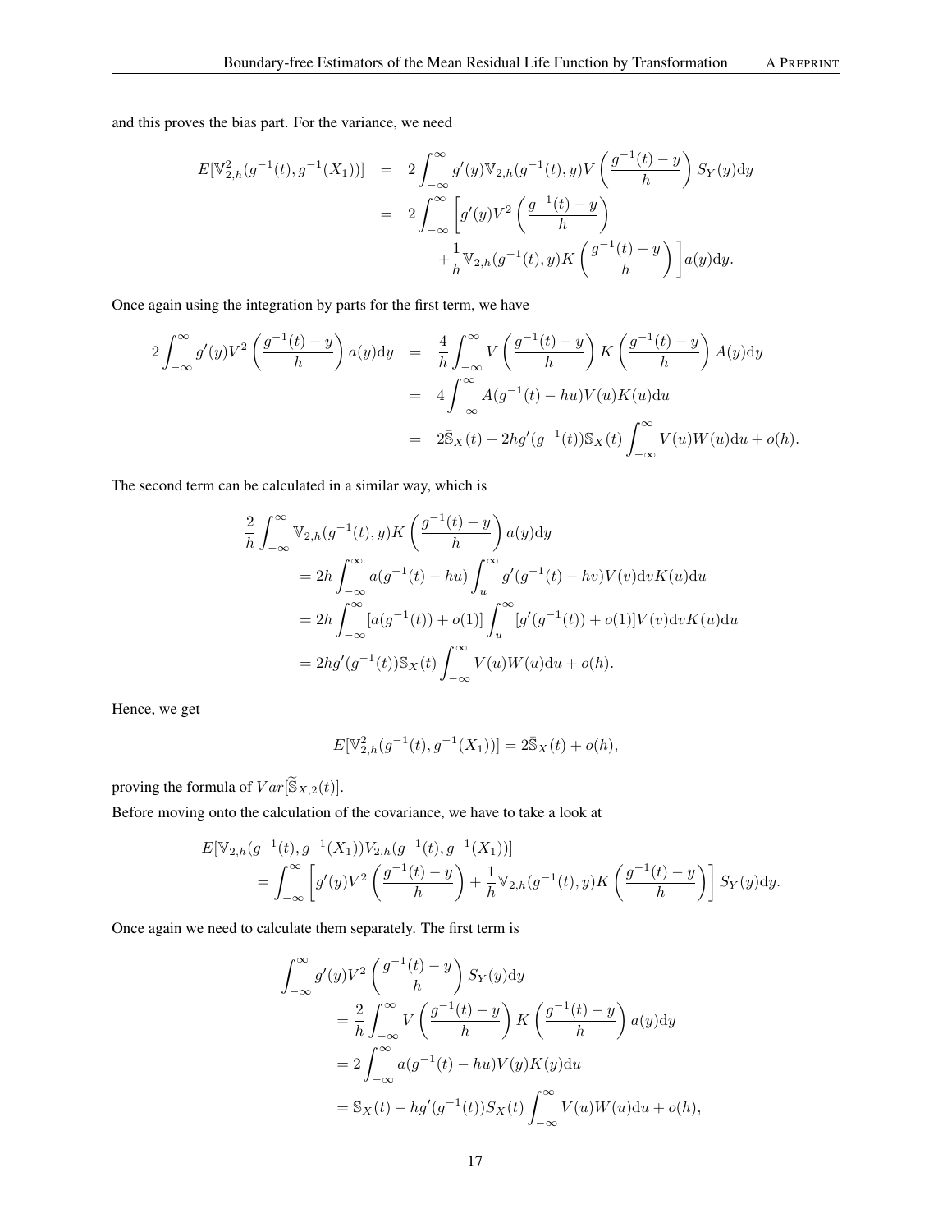and this proves the bias part. For the variance, we need

$$
\begin{aligned}
E[\mathbb{V}_{2,h}^2(g^{-1}(t),g^{-1}(X_1))] &= 2\int_{-\infty}^{\infty} g'(y)\mathbb{V}_{2,h}(g^{-1}(t),y)V\left(\frac{g^{-1}(t)-y}{h}\right)S_Y(y)\mathrm{d}y \\
&= 2\int_{-\infty}^{\infty}\left[g'(y)V^2\left(\frac{g^{-1}(t)-y}{h}\right)\right. \\
&\quad \left. +\frac{1}{h}\mathbb{V}_{2,h}(g^{-1}(t),y)K\left(\frac{g^{-1}(t)-y}{h}\right)\right]a(y)\mathrm{d}y.
\end{aligned}
$$

Once again using the integration by parts for the first term, we have

$$
\begin{aligned}
2\int_{-\infty}^{\infty} g'(y)V^2\left(\frac{g^{-1}(t)-y}{h}\right)a(y)\mathrm{d}y &= \frac{4}{h}\int_{-\infty}^{\infty} V\left(\frac{g^{-1}(t)-y}{h}\right)K\left(\frac{g^{-1}(t)-y}{h}\right)A(y)\mathrm{d}y \\
&= 4\int_{-\infty}^{\infty} A(g^{-1}(t)-hu)V(u)K(u)\mathrm{d}u \\
&= 2\bar{\mathbb{S}}_X(t)-2hg'(g^{-1}(t))\mathbb{S}_X(t)\int_{-\infty}^{\infty}V(u)W(u)\mathrm{d}u+o(h).
\end{aligned}
$$

The second term can be calculated in a similar way, which is

$$
\begin{aligned}
&\frac{2}{h}\int_{-\infty}^{\infty}\mathbb{V}_{2,h}(g^{-1}(t),y)K\left(\frac{g^{-1}(t)-y}{h}\right)a(y)\mathrm{d}y \\
&= 2h\int_{-\infty}^{\infty}a(g^{-1}(t)-hu)\int_{u}^{\infty}g'(g^{-1}(t)-hv)V(v)\mathrm{d}vK(u)\mathrm{d}u \\
&= 2h\int_{-\infty}^{\infty}[a(g^{-1}(t))+o(1)]\int_{u}^{\infty}[g'(g^{-1}(t))+o(1)]V(v)\mathrm{d}vK(u)\mathrm{d}u \\
&= 2hg'(g^{-1}(t))\mathbb{S}_X(t)\int_{-\infty}^{\infty}V(u)W(u)\mathrm{d}u+o(h).
\end{aligned}
$$

Hence, we get

$$
E[\mathbb{V}_{2,h}^2(g^{-1}(t),g^{-1}(X_1))] = 2\bar{\mathbb{S}}_X(t)+o(h),
$$

proving the formula of $Var[\widetilde{\mathbb{S}}_{X,2}(t)]$.

Before moving onto the calculation of the covariance, we have to take a look at

$$
\begin{aligned}
&E[\mathbb{V}_{2,h}(g^{-1}(t),g^{-1}(X_1))V_{2,h}(g^{-1}(t),g^{-1}(X_1))] \\
&= \int_{-\infty}^{\infty}\left[g'(y)V^2\left(\frac{g^{-1}(t)-y}{h}\right)+\frac{1}{h}\mathbb{V}_{2,h}(g^{-1}(t),y)K\left(\frac{g^{-1}(t)-y}{h}\right)\right]S_Y(y)\mathrm{d}y.
\end{aligned}
$$

Once again we need to calculate them separately. The first term is

$$
\begin{aligned}
&\int_{-\infty}^{\infty}g'(y)V^2\left(\frac{g^{-1}(t)-y}{h}\right)S_Y(y)\mathrm{d}y \\
&= \frac{2}{h}\int_{-\infty}^{\infty}V\left(\frac{g^{-1}(t)-y}{h}\right)K\left(\frac{g^{-1}(t)-y}{h}\right)a(y)\mathrm{d}y \\
&= 2\int_{-\infty}^{\infty}a(g^{-1}(t)-hu)V(y)K(y)\mathrm{d}u \\
&= \mathbb{S}_X(t)-hg'(g^{-1}(t))S_X(t)\int_{-\infty}^{\infty}V(u)W(u)\mathrm{d}u+o(h),
\end{aligned}
$$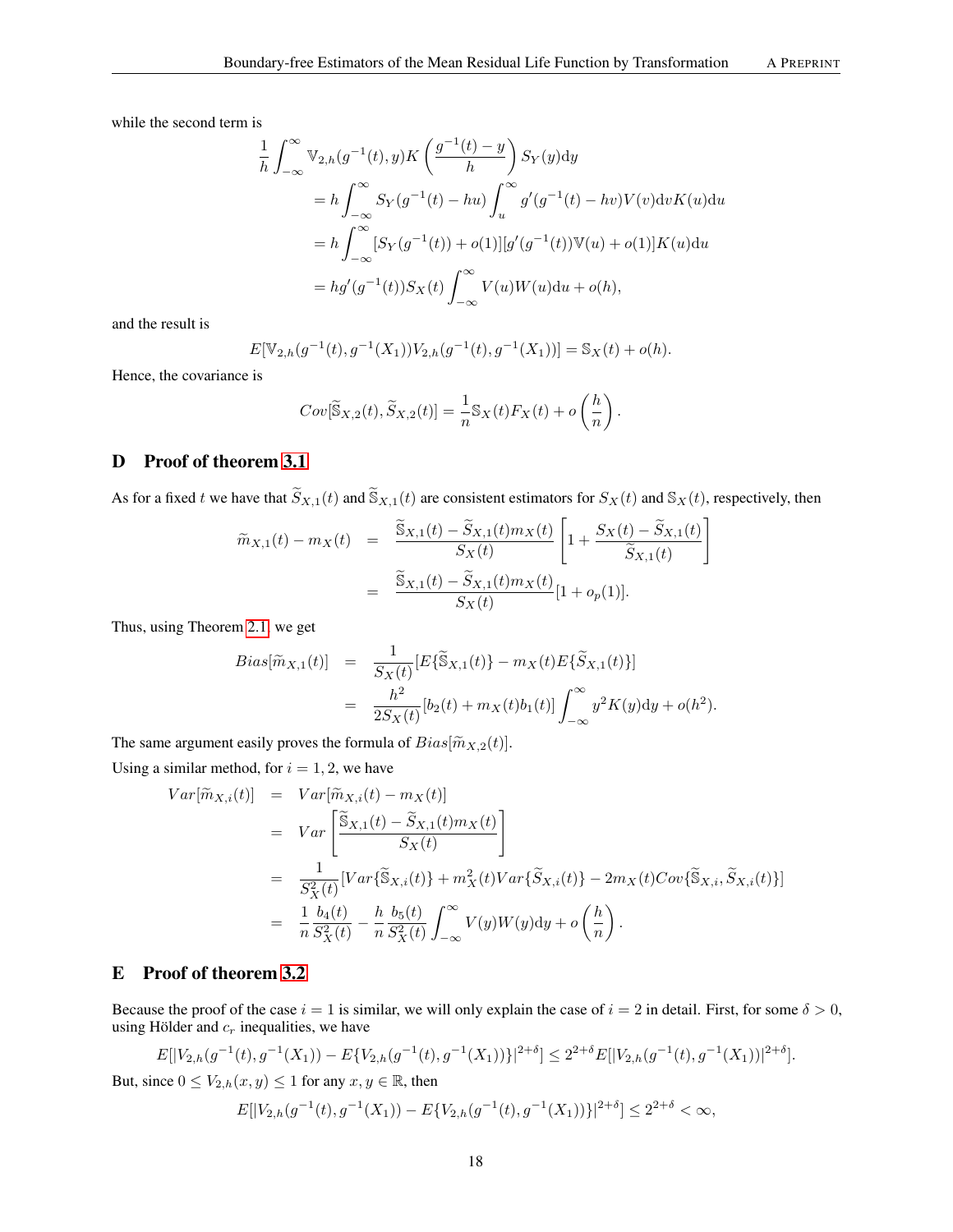while the second term is

$$
\begin{aligned}
\frac{1}{h}\int_{-\infty}^{\infty} \mathbb{V}_{2,h}(g^{-1}(t),y)K\left(\frac{g^{-1}(t)-y}{h}\right)S_Y(y)\mathrm{d}y \\
&= h\int_{-\infty}^{\infty} S_Y(g^{-1}(t)-hu)\int_u^{\infty} g'(g^{-1}(t)-hv)V(v)\mathrm{d}vK(u)\mathrm{d}u \\
&= h\int_{-\infty}^{\infty} [S_Y(g^{-1}(t))+o(1)][g'(g^{-1}(t))\mathbb{V}(u)+o(1)]K(u)\mathrm{d}u \\
&= hg'(g^{-1}(t))S_X(t)\int_{-\infty}^{\infty} V(u)W(u)\mathrm{d}u + o(h),
\end{aligned}
$$

and the result is

$$
E[\mathbb{V}_{2,h}(g^{-1}(t),g^{-1}(X_1))V_{2,h}(g^{-1}(t),g^{-1}(X_1))] = \mathbb{S}_X(t)+o(h).
$$

Hence, the covariance is

$$
Cov[\widetilde{\mathbb{S}}_{X,2}(t),\widetilde{S}_{X,2}(t)] = \frac{1}{n}\mathbb{S}_X(t)F_X(t)+o\left(\frac{h}{n}\right).
$$

## D Proof of theorem 3.1

As for a fixed $t$ we have that $\widetilde{S}_{X,1}(t)$ and $\widetilde{\mathbb{S}}_{X,1}(t)$ are consistent estimators for $S_X(t)$ and $\mathbb{S}_X(t)$, respectively, then

$$
\begin{aligned}
\widetilde{m}_{X,1}(t)-m_X(t) &= \frac{\widetilde{\mathbb{S}}_{X,1}(t)-\widetilde{S}_{X,1}(t)m_X(t)}{S_X(t)}\left[1+\frac{S_X(t)-\widetilde{S}_{X,1}(t)}{\widetilde{S}_{X,1}(t)}\right] \\
&= \frac{\widetilde{\mathbb{S}}_{X,1}(t)-\widetilde{S}_{X,1}(t)m_X(t)}{S_X(t)}[1+o_p(1)].
\end{aligned}
$$

Thus, using Theorem 2.1, we get

$$
\begin{aligned}
Bias[\widetilde{m}_{X,1}(t)] &= \frac{1}{S_X(t)}[E\{\widetilde{\mathbb{S}}_{X,1}(t)\}-m_X(t)E\{\widetilde{S}_{X,1}(t)\}] \\
&= \frac{h^2}{2S_X(t)}[b_2(t)+m_X(t)b_1(t)]\int_{-\infty}^{\infty} y^2K(y)\mathrm{d}y + o(h^2).
\end{aligned}
$$

The same argument easily proves the formula of $Bias[\widetilde{m}_{X,2}(t)]$.

Using a similar method, for $i=1,2$, we have

$$
\begin{aligned}
Var[\widetilde{m}_{X,i}(t)] &= Var[\widetilde{m}_{X,i}(t)-m_X(t)] \\
&= Var\left[\frac{\widetilde{\mathbb{S}}_{X,1}(t)-\widetilde{S}_{X,1}(t)m_X(t)}{S_X(t)}\right] \\
&= \frac{1}{S_X^2(t)}[Var\{\widetilde{\mathbb{S}}_{X,i}(t)\}+m_X^2(t)Var\{\widetilde{S}_{X,i}(t)\}-2m_X(t)Cov\{\widetilde{\mathbb{S}}_{X,i},\widetilde{S}_{X,i}(t)\}] \\
&= \frac{1}{n}\frac{b_4(t)}{S_X^2(t)}-\frac{h}{n}\frac{b_5(t)}{S_X^2(t)}\int_{-\infty}^{\infty} V(y)W(y)\mathrm{d}y + o\left(\frac{h}{n}\right).
\end{aligned}
$$

## E Proof of theorem 3.2

Because the proof of the case $i=1$ is similar, we will only explain the case of $i=2$ in detail. First, for some $\delta>0$, using Hölder and $c_r$ inequalities, we have

$$
E[|V_{2,h}(g^{-1}(t),g^{-1}(X_1))-E\{V_{2,h}(g^{-1}(t),g^{-1}(X_1))\}|^{2+\delta}] \leq 2^{2+\delta}E[|V_{2,h}(g^{-1}(t),g^{-1}(X_1))|^{2+\delta}].
$$

But, since $0\leq V_{2,h}(x,y)\leq 1$ for any $x,y\in\mathbb{R}$, then

$$
E[|V_{2,h}(g^{-1}(t),g^{-1}(X_1))-E\{V_{2,h}(g^{-1}(t),g^{-1}(X_1))\}|^{2+\delta}] \leq 2^{2+\delta} < \infty,
$$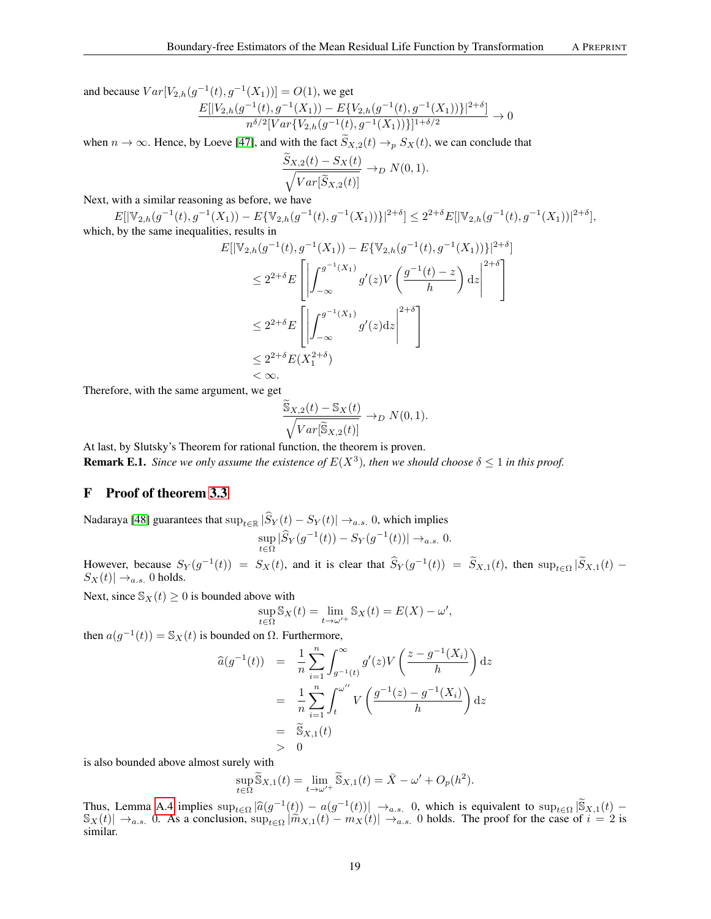and because $Var[V_{2,h}(g^{-1}(t), g^{-1}(X_1))] = O(1)$, we get

$$\frac{E[|V_{2,h}(g^{-1}(t), g^{-1}(X_1)) - E\{V_{2,h}(g^{-1}(t), g^{-1}(X_1))\}|^{2+\delta}]}{n^{\delta/2}[Var\{V_{2,h}(g^{-1}(t), g^{-1}(X_1))\}]^{1+\delta/2}} \to 0$$

when $n \to \infty$. Hence, by Loeve [47], and with the fact $\widetilde{S}_{X,2}(t) \to_p S_X(t)$, we can conclude that

$$\frac{\widetilde{S}_{X,2}(t) - S_X(t)}{\sqrt{Var[\widetilde{S}_{X,2}(t)]}} \to_D N(0,1).$$

Next, with a similar reasoning as before, we have

$$E[|\mathbb{V}_{2,h}(g^{-1}(t), g^{-1}(X_1)) - E\{\mathbb{V}_{2,h}(g^{-1}(t), g^{-1}(X_1))\}|^{2+\delta}] \leq 2^{2+\delta} E[|\mathbb{V}_{2,h}(g^{-1}(t), g^{-1}(X_1))|^{2+\delta}],$$

which, by the same inequalities, results in

$$\begin{aligned}
&E[|\mathbb{V}_{2,h}(g^{-1}(t), g^{-1}(X_1)) - E\{\mathbb{V}_{2,h}(g^{-1}(t), g^{-1}(X_1))\}|^{2+\delta}] \\
&\leq 2^{2+\delta} E\left[\left|\int_{-\infty}^{g^{-1}(X_1)} g'(z) V\left(\frac{g^{-1}(t) - z}{h}\right) \mathrm{d}z\right|^{2+\delta}\right] \\
&\leq 2^{2+\delta} E\left[\left|\int_{-\infty}^{g^{-1}(X_1)} g'(z) \mathrm{d}z\right|^{2+\delta}\right] \\
&\leq 2^{2+\delta} E(X_1^{2+\delta}) \\
&< \infty.
\end{aligned}$$

Therefore, with the same argument, we get

$$\frac{\widetilde{\mathbb{S}}_{X,2}(t) - \mathbb{S}_X(t)}{\sqrt{Var[\widetilde{\mathbb{S}}_{X,2}(t)]}} \to_D N(0,1).$$

At last, by Slutsky's Theorem for rational function, the theorem is proven.

**Remark E.1.** *Since we only assume the existence of $E(X^3)$, then we should choose $\delta \leq 1$ in this proof.*

# F Proof of theorem 3.3

Nadaraya [48] guarantees that $\sup_{t \in \mathbb{R}} |\widehat{S}_Y(t) - S_Y(t)| \to_{a.s.} 0$, which implies

$$\sup_{t \in \Omega} |\widehat{S}_Y(g^{-1}(t)) - S_Y(g^{-1}(t))| \to_{a.s.} 0.$$

However, because $S_Y(g^{-1}(t)) = S_X(t)$, and it is clear that $\widehat{S}_Y(g^{-1}(t)) = \widetilde{S}_{X,1}(t)$, then $\sup_{t \in \Omega} |\widetilde{S}_{X,1}(t) - S_X(t)| \to_{a.s.} 0$ holds.

Next, since $\mathbb{S}_X(t) \geq 0$ is bounded above with

$$\sup_{t \in \Omega} \mathbb{S}_X(t) = \lim_{t \to \omega'^+} \mathbb{S}_X(t) = E(X) - \omega',$$

then $a(g^{-1}(t)) = \mathbb{S}_X(t)$ is bounded on $\Omega$. Furthermore,

$$\begin{aligned}
\widehat{a}(g^{-1}(t)) &= \frac{1}{n} \sum_{i=1}^{n} \int_{g^{-1}(t)}^{\infty} g'(z) V\left(\frac{z - g^{-1}(X_i)}{h}\right) \mathrm{d}z \\
&= \frac{1}{n} \sum_{i=1}^{n} \int_{t}^{\omega''} V\left(\frac{g^{-1}(z) - g^{-1}(X_i)}{h}\right) \mathrm{d}z \\
&= \widetilde{\mathbb{S}}_{X,1}(t) \\
&> 0
\end{aligned}$$

is also bounded above almost surely with

$$\sup_{t \in \Omega} \widetilde{\mathbb{S}}_{X,1}(t) = \lim_{t \to \omega'^+} \widetilde{\mathbb{S}}_{X,1}(t) = \bar{X} - \omega' + O_p(h^2).$$

Thus, Lemma A.4 implies $\sup_{t \in \Omega} |\widehat{a}(g^{-1}(t)) - a(g^{-1}(t))| \to_{a.s.} 0$, which is equivalent to $\sup_{t \in \Omega} |\widetilde{\mathbb{S}}_{X,1}(t) - \mathbb{S}_X(t)| \to_{a.s.} 0$. As a conclusion, $\sup_{t \in \Omega} |\widetilde{m}_{X,1}(t) - m_X(t)| \to_{a.s.} 0$ holds. The proof for the case of $i = 2$ is similar.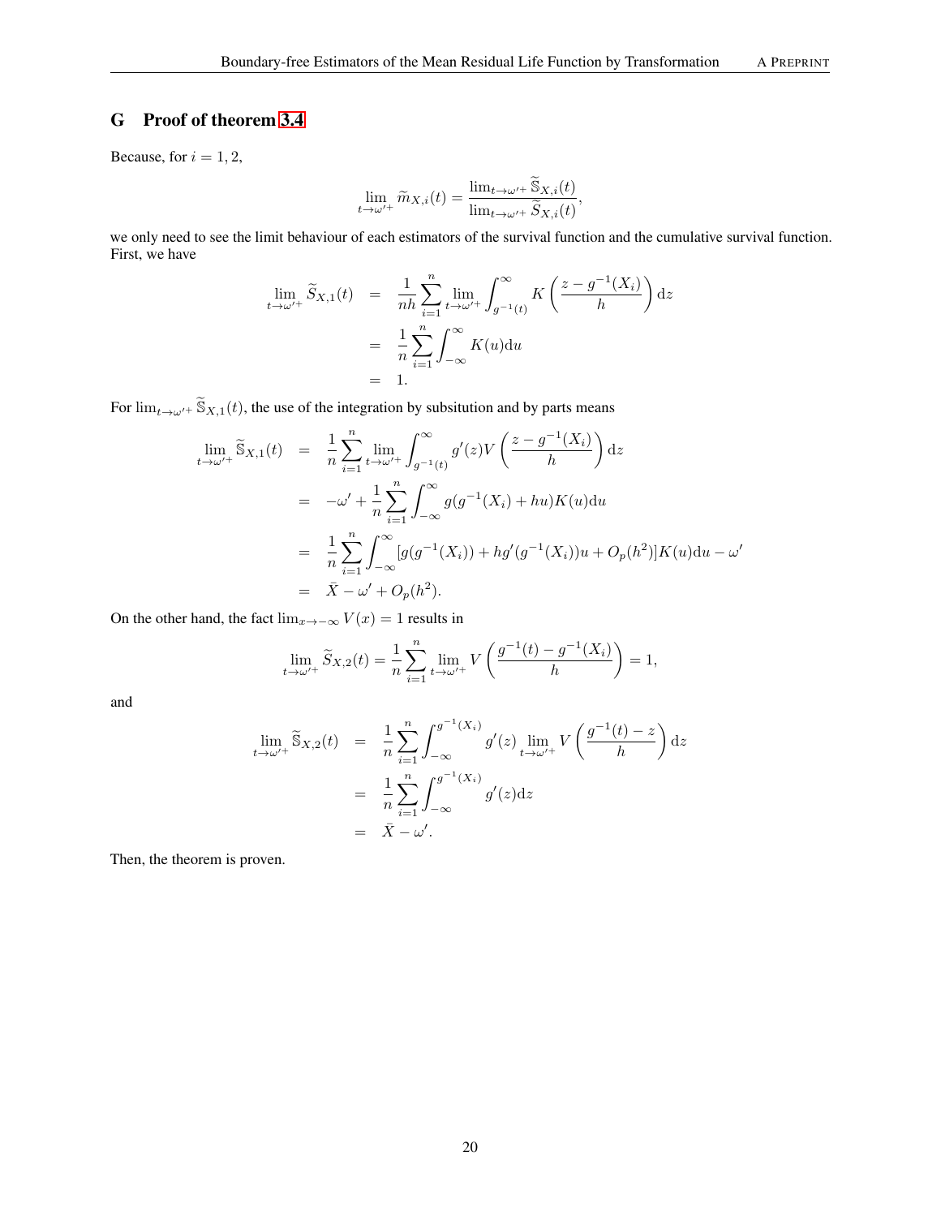## G Proof of theorem 3.4

Because, for $i = 1, 2$,

$$\lim_{t \to \omega'^+} \widetilde{m}_{X,i}(t) = \frac{\lim_{t \to \omega'^+} \widetilde{\mathbb{S}}_{X,i}(t)}{\lim_{t \to \omega'^+} \widetilde{S}_{X,i}(t)},$$

we only need to see the limit behaviour of each estimators of the survival function and the cumulative survival function. First, we have

$$\begin{aligned}
\lim_{t \to \omega'^+} \widetilde{S}_{X,1}(t) &= \frac{1}{nh} \sum_{i=1}^{n} \lim_{t \to \omega'^+} \int_{g^{-1}(t)}^{\infty} K\left(\frac{z - g^{-1}(X_i)}{h}\right) \mathrm{d}z \\
&= \frac{1}{n} \sum_{i=1}^{n} \int_{-\infty}^{\infty} K(u) \mathrm{d}u \\
&= 1.
\end{aligned}$$

For $\lim_{t \to \omega'^+} \widetilde{\mathbb{S}}_{X,1}(t)$, the use of the integration by subsitution and by parts means

$$\begin{aligned}
\lim_{t \to \omega'^+} \widetilde{\mathbb{S}}_{X,1}(t) &= \frac{1}{n} \sum_{i=1}^{n} \lim_{t \to \omega'^+} \int_{g^{-1}(t)}^{\infty} g'(z) V\left(\frac{z - g^{-1}(X_i)}{h}\right) \mathrm{d}z \\
&= -\omega' + \frac{1}{n} \sum_{i=1}^{n} \int_{-\infty}^{\infty} g(g^{-1}(X_i) + hu) K(u) \mathrm{d}u \\
&= \frac{1}{n} \sum_{i=1}^{n} \int_{-\infty}^{\infty} [g(g^{-1}(X_i)) + hg'(g^{-1}(X_i))u + O_p(h^2)] K(u) \mathrm{d}u - \omega' \\
&= \bar{X} - \omega' + O_p(h^2).
\end{aligned}$$

On the other hand, the fact $\lim_{x \to -\infty} V(x) = 1$ results in

$$\lim_{t \to \omega'^+} \widetilde{S}_{X,2}(t) = \frac{1}{n} \sum_{i=1}^{n} \lim_{t \to \omega'^+} V\left(\frac{g^{-1}(t) - g^{-1}(X_i)}{h}\right) = 1,$$

and

$$\begin{aligned}
\lim_{t \to \omega'^+} \widetilde{\mathbb{S}}_{X,2}(t) &= \frac{1}{n} \sum_{i=1}^{n} \int_{-\infty}^{g^{-1}(X_i)} g'(z) \lim_{t \to \omega'^+} V\left(\frac{g^{-1}(t) - z}{h}\right) \mathrm{d}z \\
&= \frac{1}{n} \sum_{i=1}^{n} \int_{-\infty}^{g^{-1}(X_i)} g'(z) \mathrm{d}z \\
&= \bar{X} - \omega'.
\end{aligned}$$

Then, the theorem is proven.